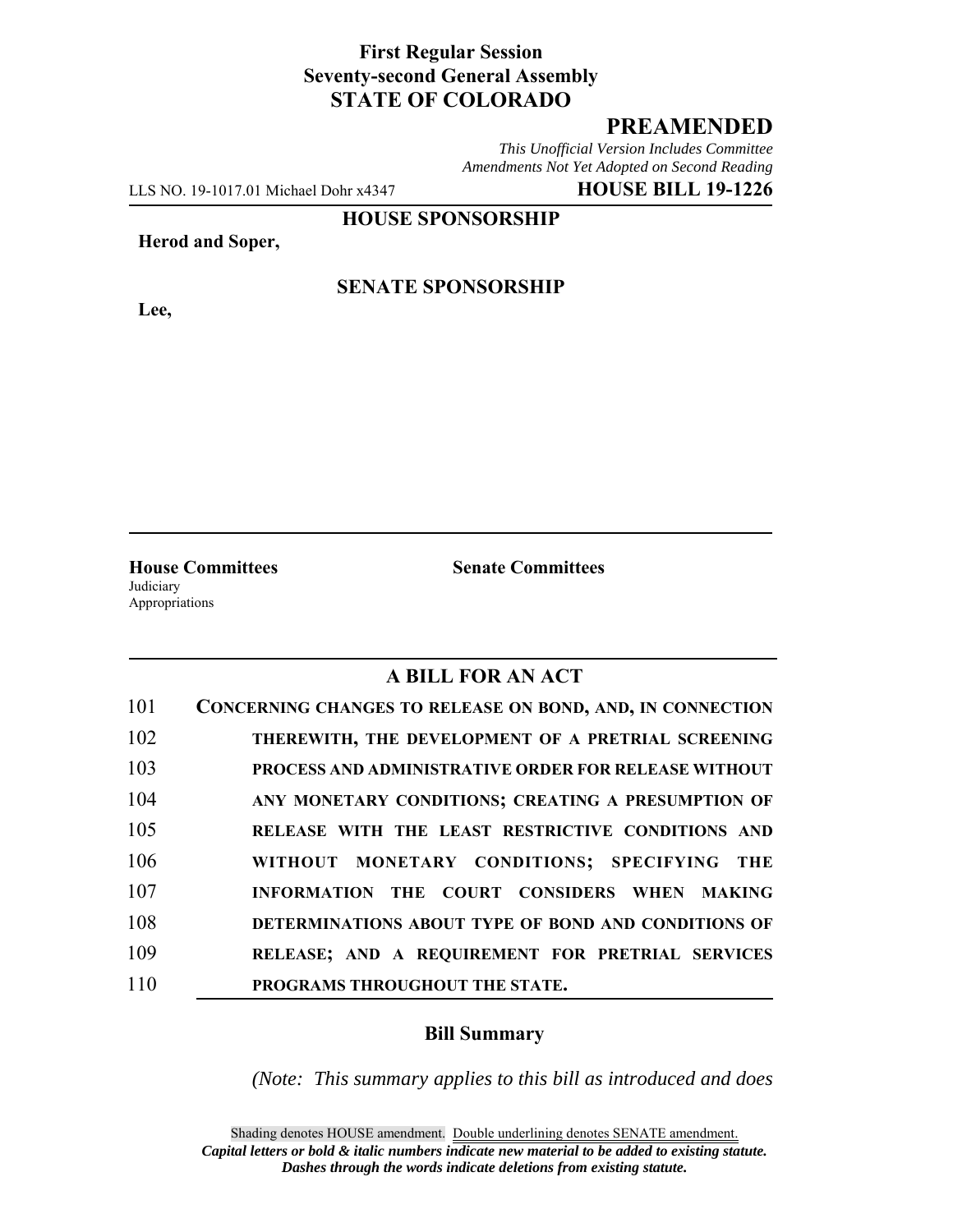**First Regular Session**
**Seventy-second General Assembly**
**STATE OF COLORADO**

# PREAMENDED

*This Unofficial Version Includes Committee Amendments Not Yet Adopted on Second Reading*

LLS NO. 19-1017.01 Michael Dohr x4347 **HOUSE BILL 19-1226**

**HOUSE SPONSORSHIP**

**Herod and Soper,**

**SENATE SPONSORSHIP**

**Lee,**

**House Committees**
Judiciary
Appropriations

**Senate Committees**

## A BILL FOR AN ACT

101 **CONCERNING CHANGES TO RELEASE ON BOND, AND, IN CONNECTION**
102 **THEREWITH, THE DEVELOPMENT OF A PRETRIAL SCREENING**
103 **PROCESS AND ADMINISTRATIVE ORDER FOR RELEASE WITHOUT**
104 **ANY MONETARY CONDITIONS; CREATING A PRESUMPTION OF**
105 **RELEASE WITH THE LEAST RESTRICTIVE CONDITIONS AND**
106 **WITHOUT MONETARY CONDITIONS; SPECIFYING THE**
107 **INFORMATION THE COURT CONSIDERS WHEN MAKING**
108 **DETERMINATIONS ABOUT TYPE OF BOND AND CONDITIONS OF**
109 **RELEASE; AND A REQUIREMENT FOR PRETRIAL SERVICES**
110 **PROGRAMS THROUGHOUT THE STATE.**

### Bill Summary

*(Note: This summary applies to this bill as introduced and does*

Shading denotes HOUSE amendment. Double underlining denotes SENATE amendment.
***Capital letters or bold & italic numbers indicate new material to be added to existing statute.***
***Dashes through the words indicate deletions from existing statute.***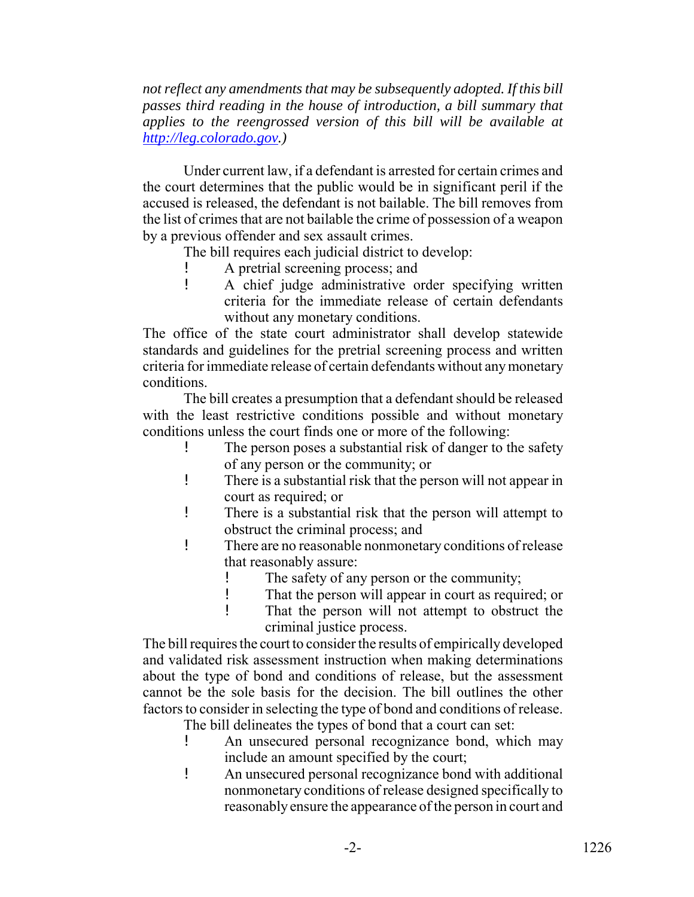*not reflect any amendments that may be subsequently adopted. If this bill passes third reading in the house of introduction, a bill summary that applies to the reengrossed version of this bill will be available at [http://leg.colorado.gov](http://leg.colorado.gov).)*

Under current law, if a defendant is arrested for certain crimes and the court determines that the public would be in significant peril if the accused is released, the defendant is not bailable. The bill removes from the list of crimes that are not bailable the crime of possession of a weapon by a previous offender and sex assault crimes.

The bill requires each judicial district to develop:

- A pretrial screening process; and
- A chief judge administrative order specifying written criteria for the immediate release of certain defendants without any monetary conditions.

The office of the state court administrator shall develop statewide standards and guidelines for the pretrial screening process and written criteria for immediate release of certain defendants without any monetary conditions.

The bill creates a presumption that a defendant should be released with the least restrictive conditions possible and without monetary conditions unless the court finds one or more of the following:

- The person poses a substantial risk of danger to the safety of any person or the community; or
- There is a substantial risk that the person will not appear in court as required; or
- There is a substantial risk that the person will attempt to obstruct the criminal process; and
- There are no reasonable nonmonetary conditions of release that reasonably assure:
  - The safety of any person or the community;
  - That the person will appear in court as required; or
  - That the person will not attempt to obstruct the criminal justice process.

The bill requires the court to consider the results of empirically developed and validated risk assessment instruction when making determinations about the type of bond and conditions of release, but the assessment cannot be the sole basis for the decision. The bill outlines the other factors to consider in selecting the type of bond and conditions of release.

The bill delineates the types of bond that a court can set:

- An unsecured personal recognizance bond, which may include an amount specified by the court;
- An unsecured personal recognizance bond with additional nonmonetary conditions of release designed specifically to reasonably ensure the appearance of the person in court and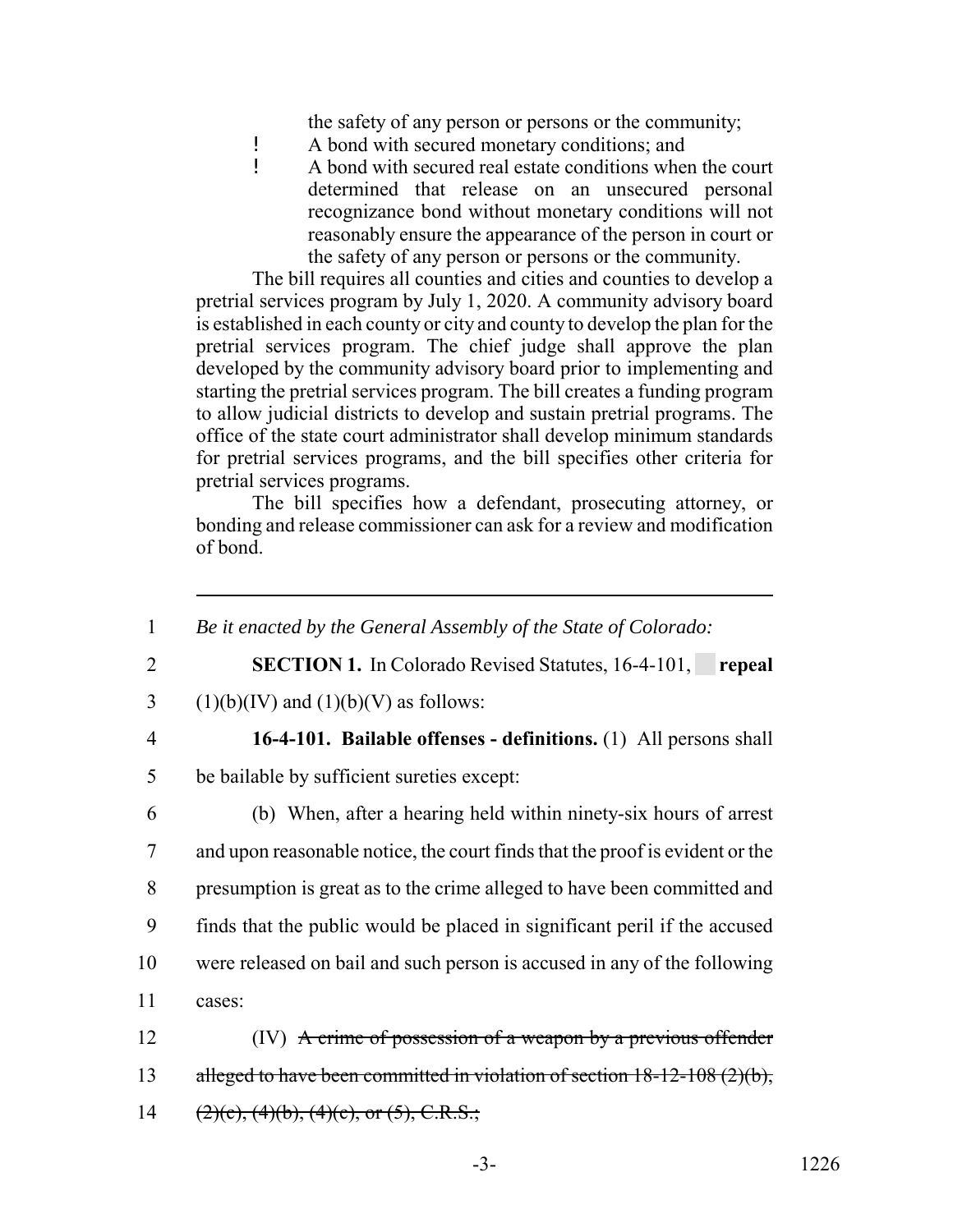the safety of any person or persons or the community;

- A bond with secured monetary conditions; and
- A bond with secured real estate conditions when the court determined that release on an unsecured personal recognizance bond without monetary conditions will not reasonably ensure the appearance of the person in court or the safety of any person or persons or the community.

The bill requires all counties and cities and counties to develop a pretrial services program by July 1, 2020. A community advisory board is established in each county or city and county to develop the plan for the pretrial services program. The chief judge shall approve the plan developed by the community advisory board prior to implementing and starting the pretrial services program. The bill creates a funding program to allow judicial districts to develop and sustain pretrial programs. The office of the state court administrator shall develop minimum standards for pretrial services programs, and the bill specifies other criteria for pretrial services programs.

The bill specifies how a defendant, prosecuting attorney, or bonding and release commissioner can ask for a review and modification of bond.

---

1 *Be it enacted by the General Assembly of the State of Colorado:*

2 **SECTION 1.** In Colorado Revised Statutes, 16-4-101, **repeal**

3 (1)(b)(IV) and (1)(b)(V) as follows:

4 **16-4-101. Bailable offenses - definitions.** (1) All persons shall

5 be bailable by sufficient sureties except:

6 (b) When, after a hearing held within ninety-six hours of arrest

7 and upon reasonable notice, the court finds that the proof is evident or the

8 presumption is great as to the crime alleged to have been committed and

9 finds that the public would be placed in significant peril if the accused

10 were released on bail and such person is accused in any of the following

11 cases:

12 (IV) ~~A crime of possession of a weapon by a previous offender~~

13 ~~alleged to have been committed in violation of section 18-12-108 (2)(b),~~

14 ~~(2)(c), (4)(b), (4)(c), or (5), C.R.S.;~~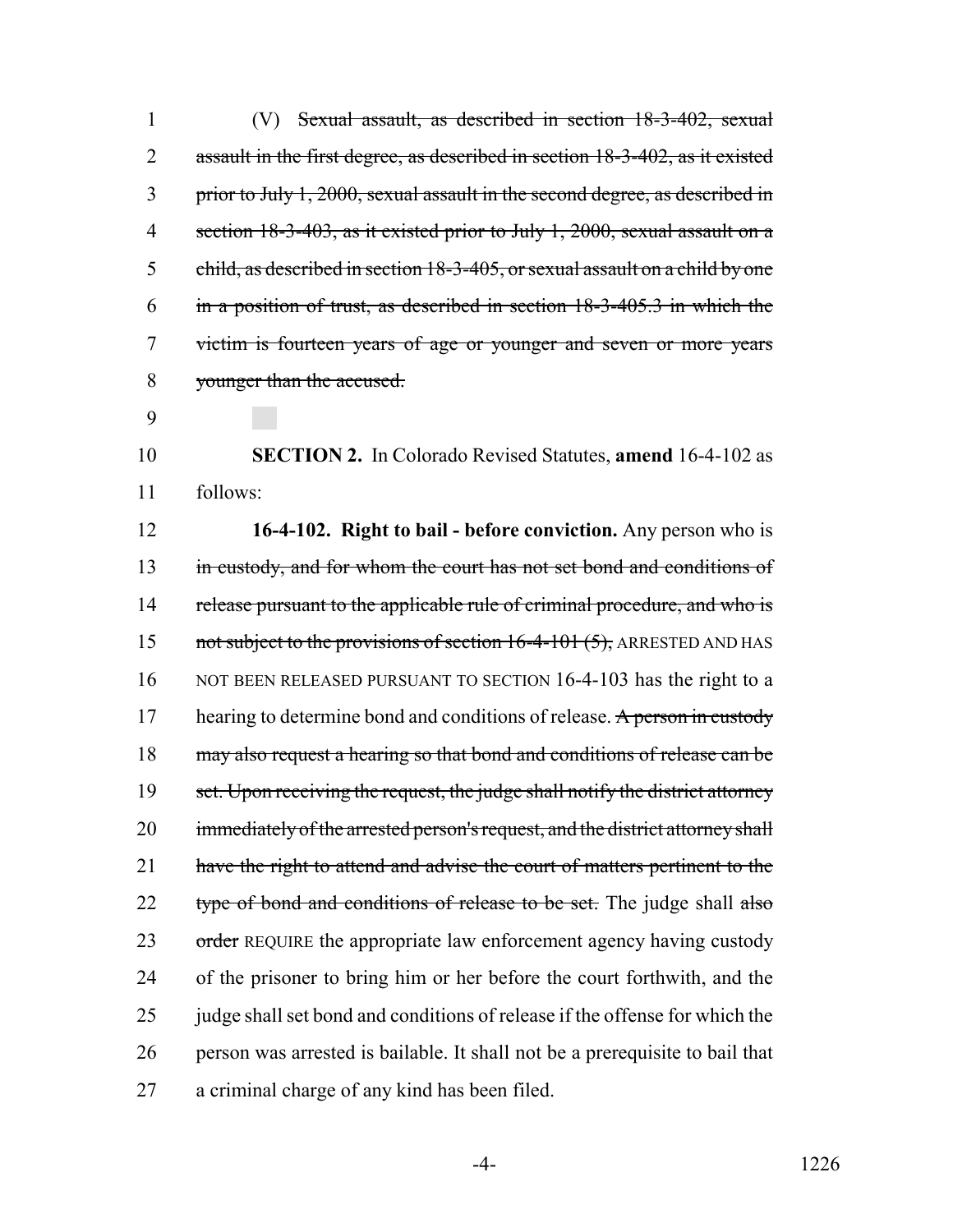(V) ~~Sexual assault, as described in section 18-3-402, sexual assault in the first degree, as described in section 18-3-402, as it existed prior to July 1, 2000, sexual assault in the second degree, as described in section 18-3-403, as it existed prior to July 1, 2000, sexual assault on a child, as described in section 18-3-405, or sexual assault on a child by one in a position of trust, as described in section 18-3-405.3 in which the victim is fourteen years of age or younger and seven or more years younger than the accused.~~

**SECTION 2.** In Colorado Revised Statutes, **amend** 16-4-102 as follows:

**16-4-102. Right to bail - before conviction.** Any person who is ~~in custody, and for whom the court has not set bond and conditions of release pursuant to the applicable rule of criminal procedure, and who is not subject to the provisions of section 16-4-101 (5),~~ ARRESTED AND HAS NOT BEEN RELEASED PURSUANT TO SECTION 16-4-103 has the right to a hearing to determine bond and conditions of release. ~~A person in custody may also request a hearing so that bond and conditions of release can be set. Upon receiving the request, the judge shall notify the district attorney immediately of the arrested person's request, and the district attorney shall have the right to attend and advise the court of matters pertinent to the type of bond and conditions of release to be set.~~ The judge shall ~~also order~~ REQUIRE the appropriate law enforcement agency having custody of the prisoner to bring him or her before the court forthwith, and the judge shall set bond and conditions of release if the offense for which the person was arrested is bailable. It shall not be a prerequisite to bail that a criminal charge of any kind has been filed.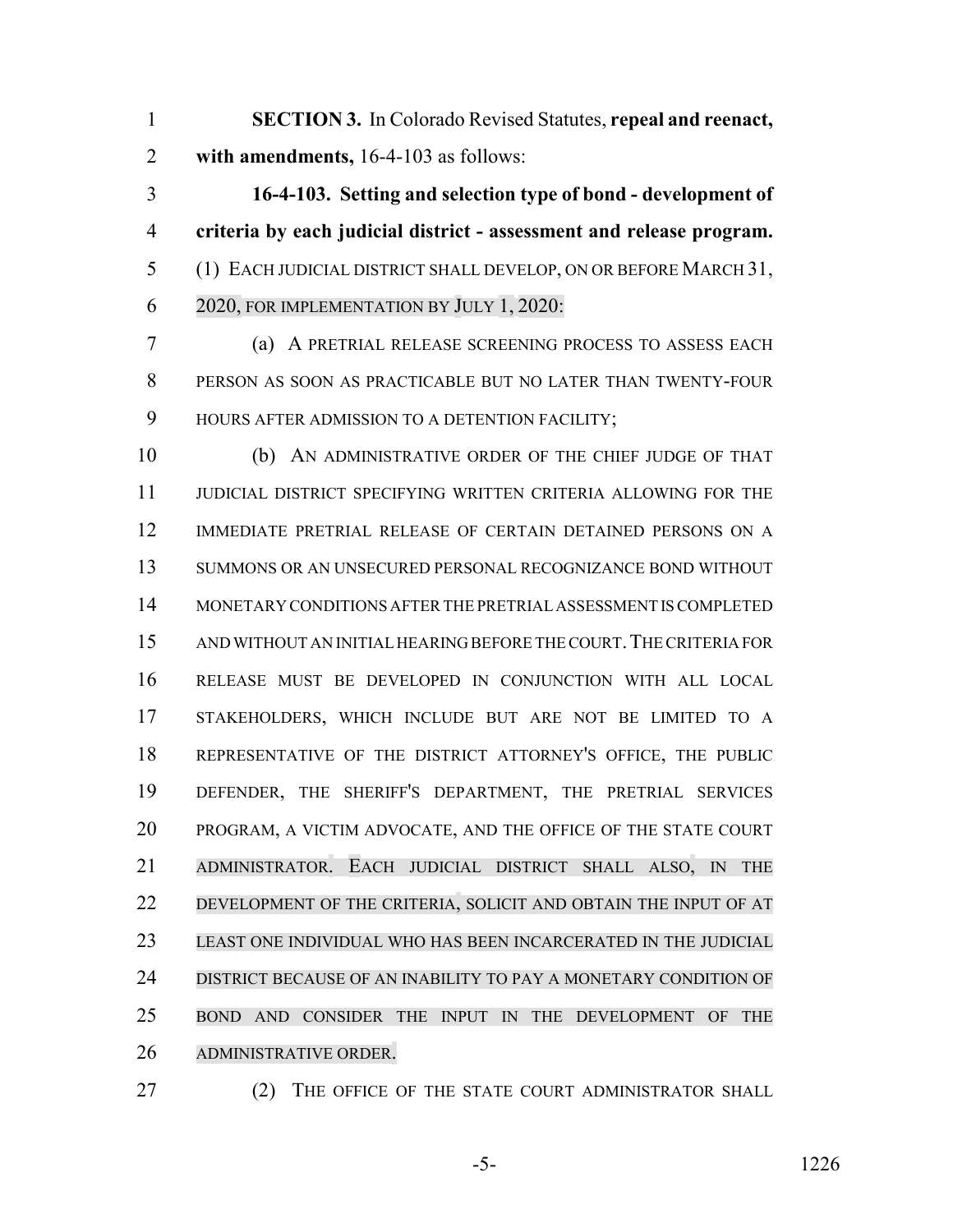**SECTION 3.** In Colorado Revised Statutes, **repeal and reenact, with amendments,** 16-4-103 as follows:

**16-4-103. Setting and selection type of bond - development of criteria by each judicial district - assessment and release program.** (1) EACH JUDICIAL DISTRICT SHALL DEVELOP, ON OR BEFORE MARCH 31, 2020, FOR IMPLEMENTATION BY JULY 1, 2020:

(a) A PRETRIAL RELEASE SCREENING PROCESS TO ASSESS EACH PERSON AS SOON AS PRACTICABLE BUT NO LATER THAN TWENTY-FOUR HOURS AFTER ADMISSION TO A DETENTION FACILITY;

(b) AN ADMINISTRATIVE ORDER OF THE CHIEF JUDGE OF THAT JUDICIAL DISTRICT SPECIFYING WRITTEN CRITERIA ALLOWING FOR THE IMMEDIATE PRETRIAL RELEASE OF CERTAIN DETAINED PERSONS ON A SUMMONS OR AN UNSECURED PERSONAL RECOGNIZANCE BOND WITHOUT MONETARY CONDITIONS AFTER THE PRETRIAL ASSESSMENT IS COMPLETED AND WITHOUT AN INITIAL HEARING BEFORE THE COURT. THE CRITERIA FOR RELEASE MUST BE DEVELOPED IN CONJUNCTION WITH ALL LOCAL STAKEHOLDERS, WHICH INCLUDE BUT ARE NOT BE LIMITED TO A REPRESENTATIVE OF THE DISTRICT ATTORNEY'S OFFICE, THE PUBLIC DEFENDER, THE SHERIFF'S DEPARTMENT, THE PRETRIAL SERVICES PROGRAM, A VICTIM ADVOCATE, AND THE OFFICE OF THE STATE COURT ADMINISTRATOR. EACH JUDICIAL DISTRICT SHALL ALSO, IN THE DEVELOPMENT OF THE CRITERIA, SOLICIT AND OBTAIN THE INPUT OF AT LEAST ONE INDIVIDUAL WHO HAS BEEN INCARCERATED IN THE JUDICIAL DISTRICT BECAUSE OF AN INABILITY TO PAY A MONETARY CONDITION OF BOND AND CONSIDER THE INPUT IN THE DEVELOPMENT OF THE ADMINISTRATIVE ORDER.

(2) THE OFFICE OF THE STATE COURT ADMINISTRATOR SHALL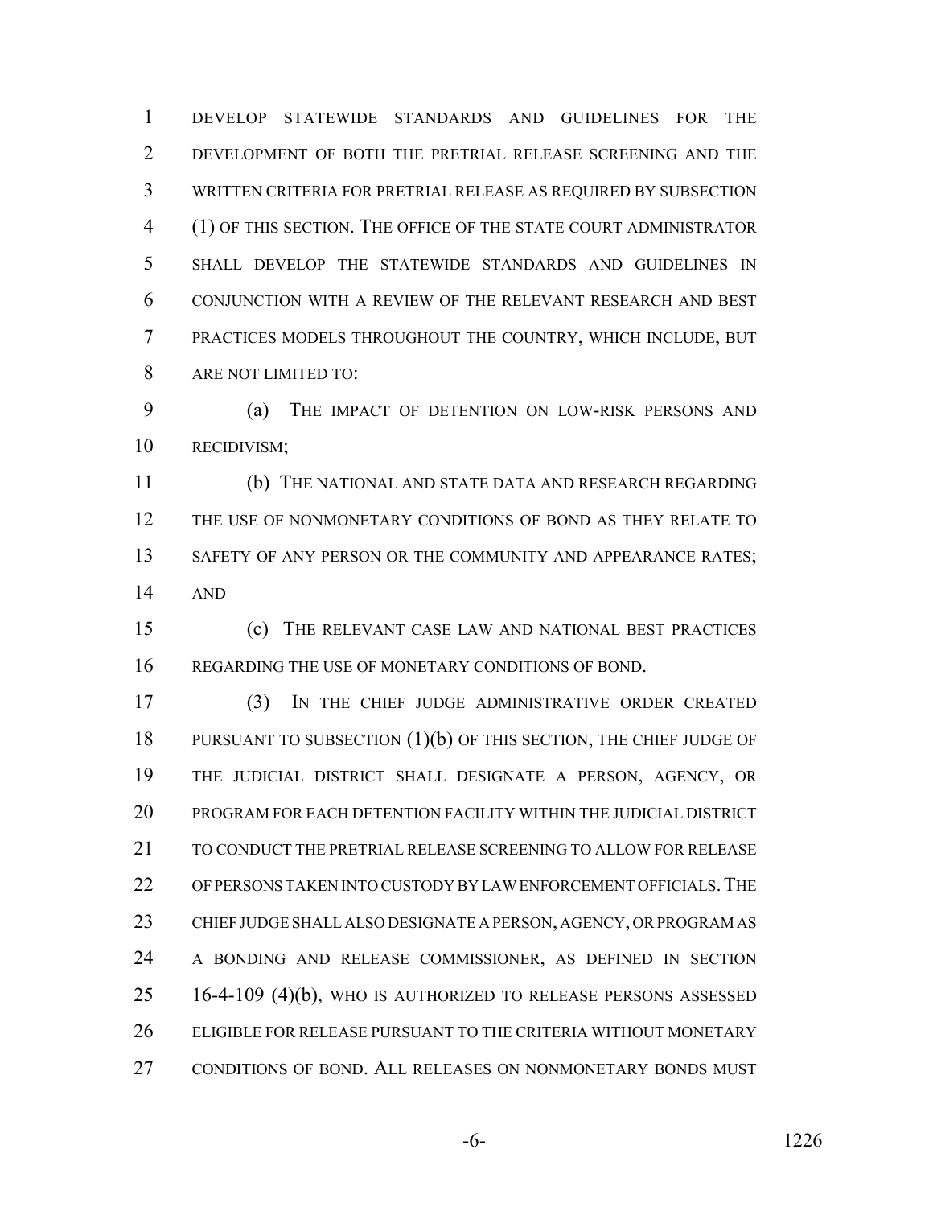DEVELOP STATEWIDE STANDARDS AND GUIDELINES FOR THE DEVELOPMENT OF BOTH THE PRETRIAL RELEASE SCREENING AND THE WRITTEN CRITERIA FOR PRETRIAL RELEASE AS REQUIRED BY SUBSECTION (1) OF THIS SECTION. THE OFFICE OF THE STATE COURT ADMINISTRATOR SHALL DEVELOP THE STATEWIDE STANDARDS AND GUIDELINES IN CONJUNCTION WITH A REVIEW OF THE RELEVANT RESEARCH AND BEST PRACTICES MODELS THROUGHOUT THE COUNTRY, WHICH INCLUDE, BUT ARE NOT LIMITED TO:

(a) THE IMPACT OF DETENTION ON LOW-RISK PERSONS AND RECIDIVISM;

(b) THE NATIONAL AND STATE DATA AND RESEARCH REGARDING THE USE OF NONMONETARY CONDITIONS OF BOND AS THEY RELATE TO SAFETY OF ANY PERSON OR THE COMMUNITY AND APPEARANCE RATES; AND

(c) THE RELEVANT CASE LAW AND NATIONAL BEST PRACTICES REGARDING THE USE OF MONETARY CONDITIONS OF BOND.

(3) IN THE CHIEF JUDGE ADMINISTRATIVE ORDER CREATED PURSUANT TO SUBSECTION (1)(b) OF THIS SECTION, THE CHIEF JUDGE OF THE JUDICIAL DISTRICT SHALL DESIGNATE A PERSON, AGENCY, OR PROGRAM FOR EACH DETENTION FACILITY WITHIN THE JUDICIAL DISTRICT TO CONDUCT THE PRETRIAL RELEASE SCREENING TO ALLOW FOR RELEASE OF PERSONS TAKEN INTO CUSTODY BY LAW ENFORCEMENT OFFICIALS. THE CHIEF JUDGE SHALL ALSO DESIGNATE A PERSON, AGENCY, OR PROGRAM AS A BONDING AND RELEASE COMMISSIONER, AS DEFINED IN SECTION 16-4-109 (4)(b), WHO IS AUTHORIZED TO RELEASE PERSONS ASSESSED ELIGIBLE FOR RELEASE PURSUANT TO THE CRITERIA WITHOUT MONETARY CONDITIONS OF BOND. ALL RELEASES ON NONMONETARY BONDS MUST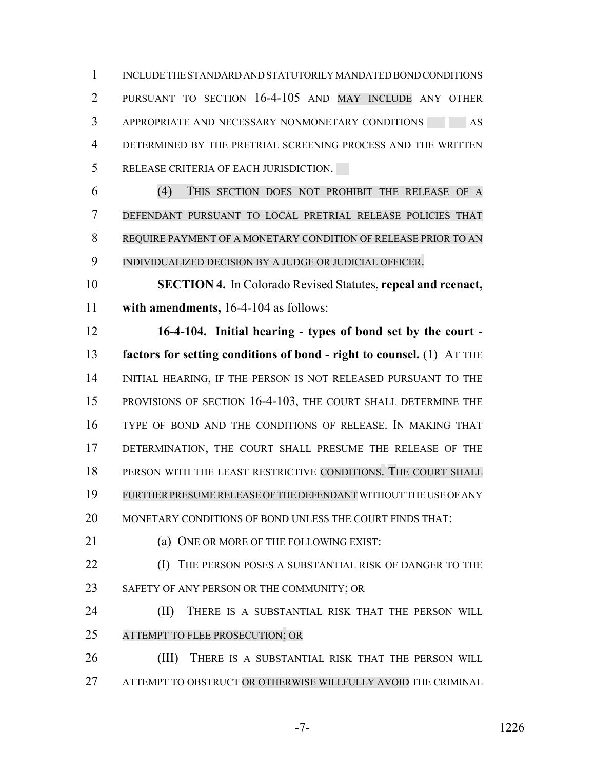INCLUDE THE STANDARD AND STATUTORILY MANDATED BOND CONDITIONS PURSUANT TO SECTION 16-4-105 AND MAY INCLUDE ANY OTHER APPROPRIATE AND NECESSARY NONMONETARY CONDITIONS AS DETERMINED BY THE PRETRIAL SCREENING PROCESS AND THE WRITTEN RELEASE CRITERIA OF EACH JURISDICTION.

(4) THIS SECTION DOES NOT PROHIBIT THE RELEASE OF A DEFENDANT PURSUANT TO LOCAL PRETRIAL RELEASE POLICIES THAT REQUIRE PAYMENT OF A MONETARY CONDITION OF RELEASE PRIOR TO AN INDIVIDUALIZED DECISION BY A JUDGE OR JUDICIAL OFFICER.

**SECTION 4.** In Colorado Revised Statutes, **repeal and reenact, with amendments,** 16-4-104 as follows:

**16-4-104. Initial hearing - types of bond set by the court - factors for setting conditions of bond - right to counsel.** (1) AT THE INITIAL HEARING, IF THE PERSON IS NOT RELEASED PURSUANT TO THE PROVISIONS OF SECTION 16-4-103, THE COURT SHALL DETERMINE THE TYPE OF BOND AND THE CONDITIONS OF RELEASE. IN MAKING THAT DETERMINATION, THE COURT SHALL PRESUME THE RELEASE OF THE PERSON WITH THE LEAST RESTRICTIVE CONDITIONS. THE COURT SHALL FURTHER PRESUME RELEASE OF THE DEFENDANT WITHOUT THE USE OF ANY MONETARY CONDITIONS OF BOND UNLESS THE COURT FINDS THAT:

(a) ONE OR MORE OF THE FOLLOWING EXIST:

(I) THE PERSON POSES A SUBSTANTIAL RISK OF DANGER TO THE SAFETY OF ANY PERSON OR THE COMMUNITY; OR

(II) THERE IS A SUBSTANTIAL RISK THAT THE PERSON WILL ATTEMPT TO FLEE PROSECUTION; OR

(III) THERE IS A SUBSTANTIAL RISK THAT THE PERSON WILL ATTEMPT TO OBSTRUCT OR OTHERWISE WILLFULLY AVOID THE CRIMINAL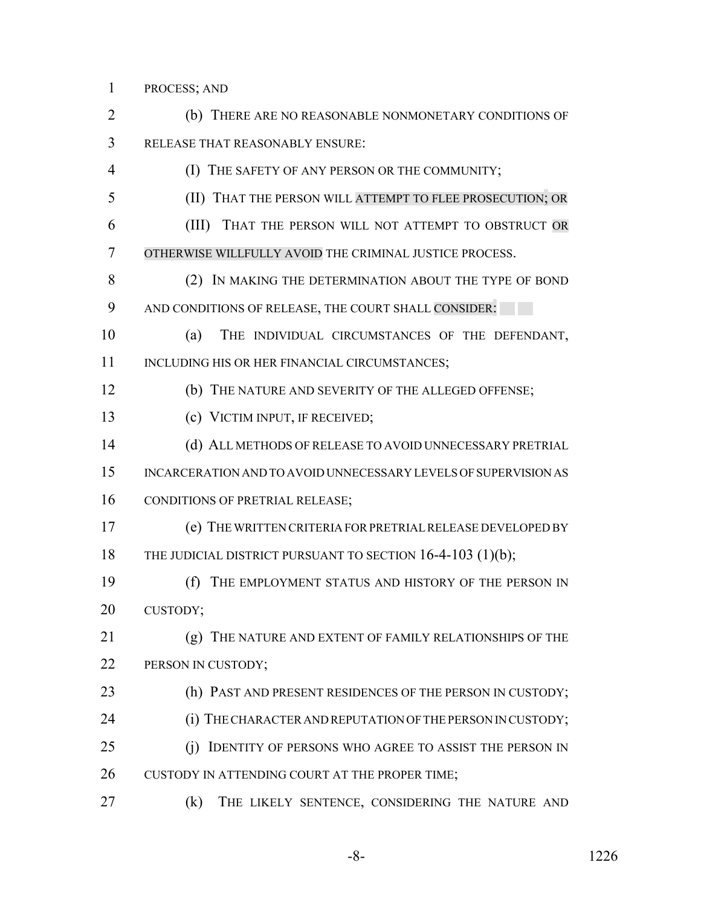PROCESS; AND

(b) THERE ARE NO REASONABLE NONMONETARY CONDITIONS OF RELEASE THAT REASONABLY ENSURE:

(I) THE SAFETY OF ANY PERSON OR THE COMMUNITY;

(II) THAT THE PERSON WILL ATTEMPT TO FLEE PROSECUTION; OR

(III) THAT THE PERSON WILL NOT ATTEMPT TO OBSTRUCT OR OTHERWISE WILLFULLY AVOID THE CRIMINAL JUSTICE PROCESS.

(2) IN MAKING THE DETERMINATION ABOUT THE TYPE OF BOND AND CONDITIONS OF RELEASE, THE COURT SHALL CONSIDER:

(a) THE INDIVIDUAL CIRCUMSTANCES OF THE DEFENDANT, INCLUDING HIS OR HER FINANCIAL CIRCUMSTANCES;

(b) THE NATURE AND SEVERITY OF THE ALLEGED OFFENSE;

(c) VICTIM INPUT, IF RECEIVED;

(d) ALL METHODS OF RELEASE TO AVOID UNNECESSARY PRETRIAL INCARCERATION AND TO AVOID UNNECESSARY LEVELS OF SUPERVISION AS CONDITIONS OF PRETRIAL RELEASE;

(e) THE WRITTEN CRITERIA FOR PRETRIAL RELEASE DEVELOPED BY THE JUDICIAL DISTRICT PURSUANT TO SECTION 16-4-103 (1)(b);

(f) THE EMPLOYMENT STATUS AND HISTORY OF THE PERSON IN CUSTODY;

(g) THE NATURE AND EXTENT OF FAMILY RELATIONSHIPS OF THE PERSON IN CUSTODY;

(h) PAST AND PRESENT RESIDENCES OF THE PERSON IN CUSTODY;

(i) THE CHARACTER AND REPUTATION OF THE PERSON IN CUSTODY;

(j) IDENTITY OF PERSONS WHO AGREE TO ASSIST THE PERSON IN CUSTODY IN ATTENDING COURT AT THE PROPER TIME;

(k) THE LIKELY SENTENCE, CONSIDERING THE NATURE AND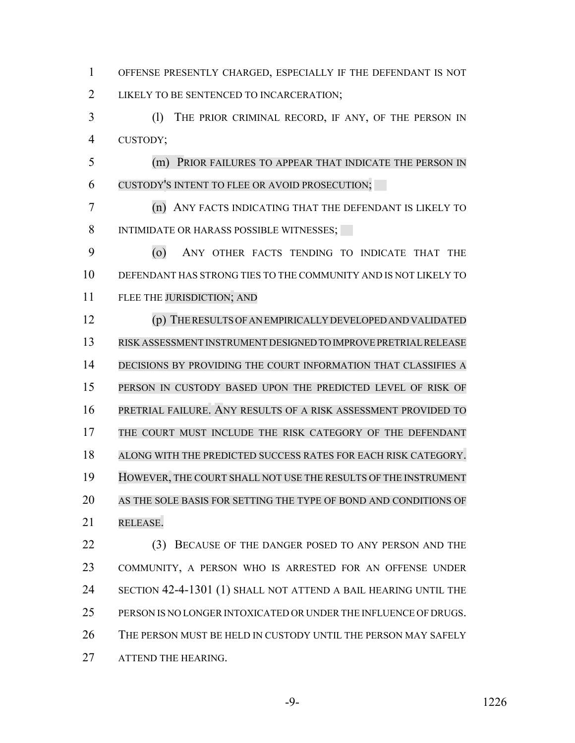OFFENSE PRESENTLY CHARGED, ESPECIALLY IF THE DEFENDANT IS NOT LIKELY TO BE SENTENCED TO INCARCERATION;

(l) THE PRIOR CRIMINAL RECORD, IF ANY, OF THE PERSON IN CUSTODY;

(m) PRIOR FAILURES TO APPEAR THAT INDICATE THE PERSON IN CUSTODY'S INTENT TO FLEE OR AVOID PROSECUTION;

(n) ANY FACTS INDICATING THAT THE DEFENDANT IS LIKELY TO INTIMIDATE OR HARASS POSSIBLE WITNESSES;

(o) ANY OTHER FACTS TENDING TO INDICATE THAT THE DEFENDANT HAS STRONG TIES TO THE COMMUNITY AND IS NOT LIKELY TO FLEE THE JURISDICTION; AND

(p) THE RESULTS OF AN EMPIRICALLY DEVELOPED AND VALIDATED RISK ASSESSMENT INSTRUMENT DESIGNED TO IMPROVE PRETRIAL RELEASE DECISIONS BY PROVIDING THE COURT INFORMATION THAT CLASSIFIES A PERSON IN CUSTODY BASED UPON THE PREDICTED LEVEL OF RISK OF PRETRIAL FAILURE. ANY RESULTS OF A RISK ASSESSMENT PROVIDED TO THE COURT MUST INCLUDE THE RISK CATEGORY OF THE DEFENDANT ALONG WITH THE PREDICTED SUCCESS RATES FOR EACH RISK CATEGORY. HOWEVER, THE COURT SHALL NOT USE THE RESULTS OF THE INSTRUMENT AS THE SOLE BASIS FOR SETTING THE TYPE OF BOND AND CONDITIONS OF RELEASE.

(3) BECAUSE OF THE DANGER POSED TO ANY PERSON AND THE COMMUNITY, A PERSON WHO IS ARRESTED FOR AN OFFENSE UNDER SECTION 42-4-1301 (1) SHALL NOT ATTEND A BAIL HEARING UNTIL THE PERSON IS NO LONGER INTOXICATED OR UNDER THE INFLUENCE OF DRUGS. THE PERSON MUST BE HELD IN CUSTODY UNTIL THE PERSON MAY SAFELY ATTEND THE HEARING.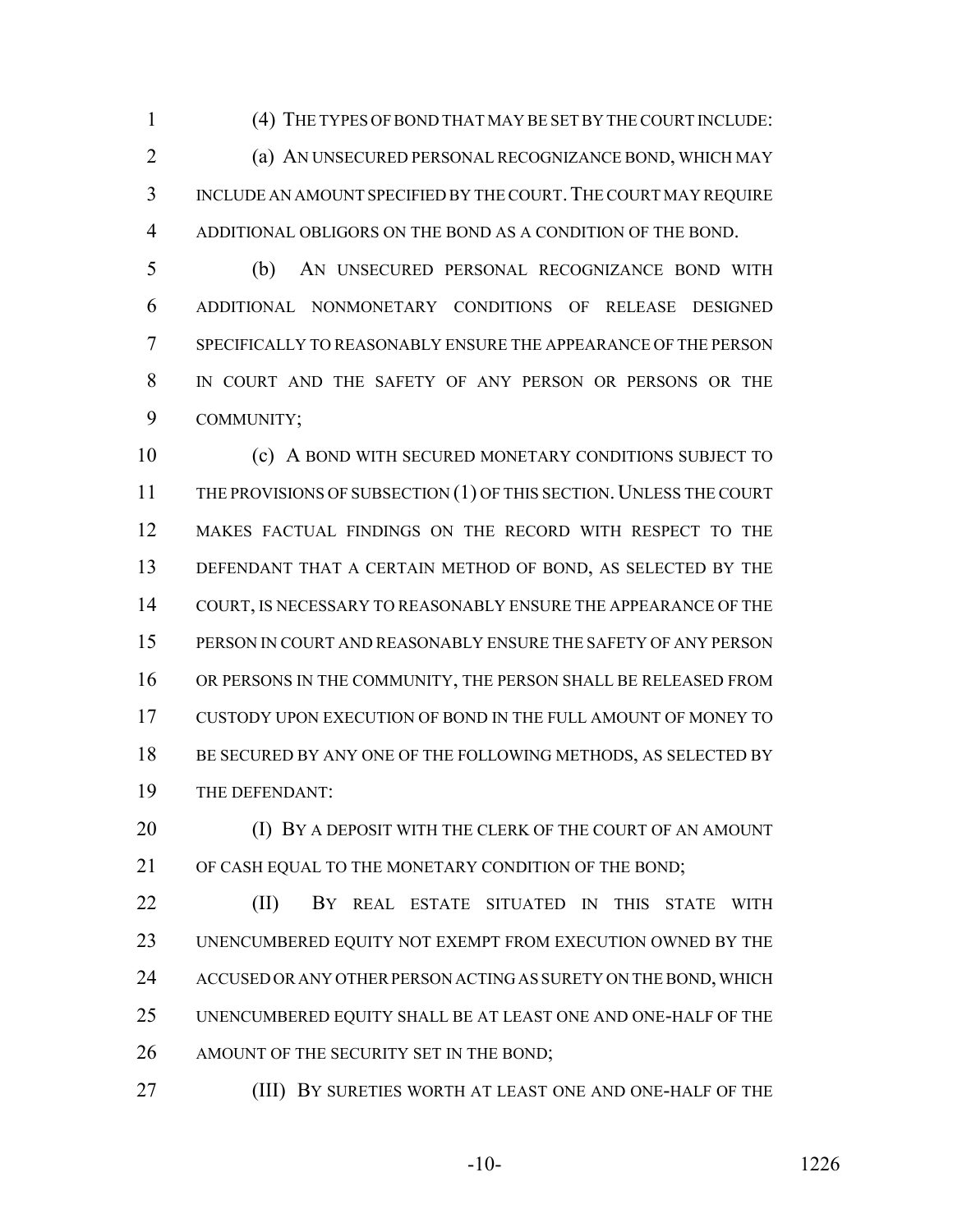(4) THE TYPES OF BOND THAT MAY BE SET BY THE COURT INCLUDE:

(a) AN UNSECURED PERSONAL RECOGNIZANCE BOND, WHICH MAY INCLUDE AN AMOUNT SPECIFIED BY THE COURT. THE COURT MAY REQUIRE ADDITIONAL OBLIGORS ON THE BOND AS A CONDITION OF THE BOND.

(b) AN UNSECURED PERSONAL RECOGNIZANCE BOND WITH ADDITIONAL NONMONETARY CONDITIONS OF RELEASE DESIGNED SPECIFICALLY TO REASONABLY ENSURE THE APPEARANCE OF THE PERSON IN COURT AND THE SAFETY OF ANY PERSON OR PERSONS OR THE COMMUNITY;

(c) A BOND WITH SECURED MONETARY CONDITIONS SUBJECT TO THE PROVISIONS OF SUBSECTION (1) OF THIS SECTION. UNLESS THE COURT MAKES FACTUAL FINDINGS ON THE RECORD WITH RESPECT TO THE DEFENDANT THAT A CERTAIN METHOD OF BOND, AS SELECTED BY THE COURT, IS NECESSARY TO REASONABLY ENSURE THE APPEARANCE OF THE PERSON IN COURT AND REASONABLY ENSURE THE SAFETY OF ANY PERSON OR PERSONS IN THE COMMUNITY, THE PERSON SHALL BE RELEASED FROM CUSTODY UPON EXECUTION OF BOND IN THE FULL AMOUNT OF MONEY TO BE SECURED BY ANY ONE OF THE FOLLOWING METHODS, AS SELECTED BY THE DEFENDANT:

(I) BY A DEPOSIT WITH THE CLERK OF THE COURT OF AN AMOUNT OF CASH EQUAL TO THE MONETARY CONDITION OF THE BOND;

(II) BY REAL ESTATE SITUATED IN THIS STATE WITH UNENCUMBERED EQUITY NOT EXEMPT FROM EXECUTION OWNED BY THE ACCUSED OR ANY OTHER PERSON ACTING AS SURETY ON THE BOND, WHICH UNENCUMBERED EQUITY SHALL BE AT LEAST ONE AND ONE-HALF OF THE AMOUNT OF THE SECURITY SET IN THE BOND;

(III) BY SURETIES WORTH AT LEAST ONE AND ONE-HALF OF THE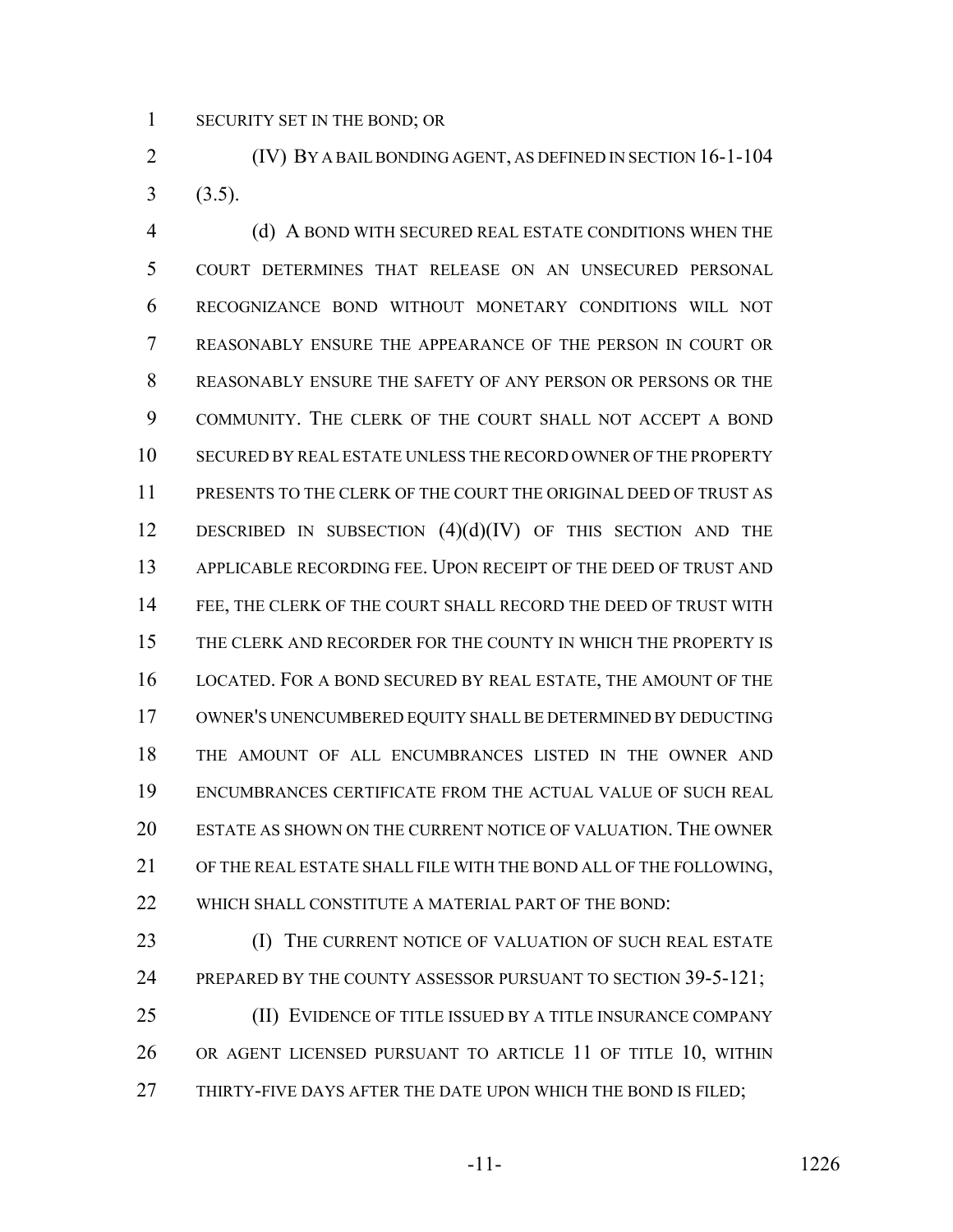SECURITY SET IN THE BOND; OR

(IV) BY A BAIL BONDING AGENT, AS DEFINED IN SECTION 16-1-104 (3.5).

(d) A BOND WITH SECURED REAL ESTATE CONDITIONS WHEN THE COURT DETERMINES THAT RELEASE ON AN UNSECURED PERSONAL RECOGNIZANCE BOND WITHOUT MONETARY CONDITIONS WILL NOT REASONABLY ENSURE THE APPEARANCE OF THE PERSON IN COURT OR REASONABLY ENSURE THE SAFETY OF ANY PERSON OR PERSONS OR THE COMMUNITY. THE CLERK OF THE COURT SHALL NOT ACCEPT A BOND SECURED BY REAL ESTATE UNLESS THE RECORD OWNER OF THE PROPERTY PRESENTS TO THE CLERK OF THE COURT THE ORIGINAL DEED OF TRUST AS DESCRIBED IN SUBSECTION (4)(d)(IV) OF THIS SECTION AND THE APPLICABLE RECORDING FEE. UPON RECEIPT OF THE DEED OF TRUST AND FEE, THE CLERK OF THE COURT SHALL RECORD THE DEED OF TRUST WITH THE CLERK AND RECORDER FOR THE COUNTY IN WHICH THE PROPERTY IS LOCATED. FOR A BOND SECURED BY REAL ESTATE, THE AMOUNT OF THE OWNER'S UNENCUMBERED EQUITY SHALL BE DETERMINED BY DEDUCTING THE AMOUNT OF ALL ENCUMBRANCES LISTED IN THE OWNER AND ENCUMBRANCES CERTIFICATE FROM THE ACTUAL VALUE OF SUCH REAL ESTATE AS SHOWN ON THE CURRENT NOTICE OF VALUATION. THE OWNER OF THE REAL ESTATE SHALL FILE WITH THE BOND ALL OF THE FOLLOWING, WHICH SHALL CONSTITUTE A MATERIAL PART OF THE BOND:

(I) THE CURRENT NOTICE OF VALUATION OF SUCH REAL ESTATE PREPARED BY THE COUNTY ASSESSOR PURSUANT TO SECTION 39-5-121;

(II) EVIDENCE OF TITLE ISSUED BY A TITLE INSURANCE COMPANY OR AGENT LICENSED PURSUANT TO ARTICLE 11 OF TITLE 10, WITHIN THIRTY-FIVE DAYS AFTER THE DATE UPON WHICH THE BOND IS FILED;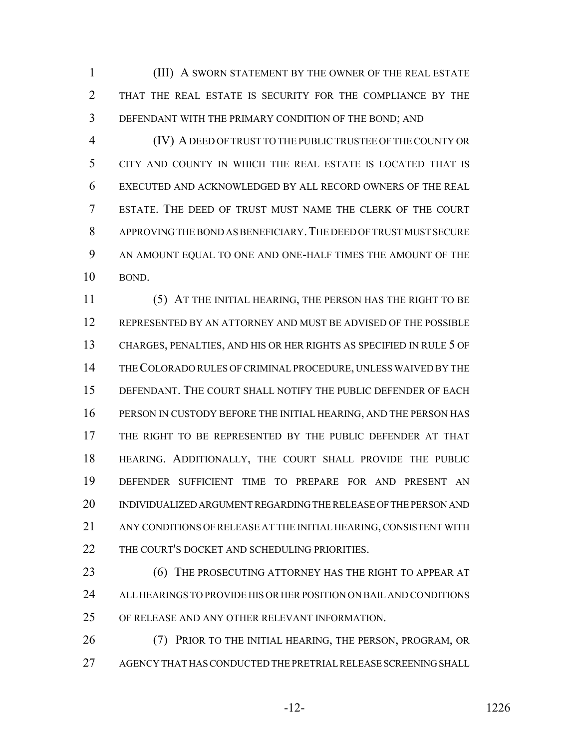(III) A SWORN STATEMENT BY THE OWNER OF THE REAL ESTATE THAT THE REAL ESTATE IS SECURITY FOR THE COMPLIANCE BY THE DEFENDANT WITH THE PRIMARY CONDITION OF THE BOND; AND

(IV) A DEED OF TRUST TO THE PUBLIC TRUSTEE OF THE COUNTY OR CITY AND COUNTY IN WHICH THE REAL ESTATE IS LOCATED THAT IS EXECUTED AND ACKNOWLEDGED BY ALL RECORD OWNERS OF THE REAL ESTATE. THE DEED OF TRUST MUST NAME THE CLERK OF THE COURT APPROVING THE BOND AS BENEFICIARY. THE DEED OF TRUST MUST SECURE AN AMOUNT EQUAL TO ONE AND ONE-HALF TIMES THE AMOUNT OF THE BOND.

(5) AT THE INITIAL HEARING, THE PERSON HAS THE RIGHT TO BE REPRESENTED BY AN ATTORNEY AND MUST BE ADVISED OF THE POSSIBLE CHARGES, PENALTIES, AND HIS OR HER RIGHTS AS SPECIFIED IN RULE 5 OF THE COLORADO RULES OF CRIMINAL PROCEDURE, UNLESS WAIVED BY THE DEFENDANT. THE COURT SHALL NOTIFY THE PUBLIC DEFENDER OF EACH PERSON IN CUSTODY BEFORE THE INITIAL HEARING, AND THE PERSON HAS THE RIGHT TO BE REPRESENTED BY THE PUBLIC DEFENDER AT THAT HEARING. ADDITIONALLY, THE COURT SHALL PROVIDE THE PUBLIC DEFENDER SUFFICIENT TIME TO PREPARE FOR AND PRESENT AN INDIVIDUALIZED ARGUMENT REGARDING THE RELEASE OF THE PERSON AND ANY CONDITIONS OF RELEASE AT THE INITIAL HEARING, CONSISTENT WITH THE COURT'S DOCKET AND SCHEDULING PRIORITIES.

(6) THE PROSECUTING ATTORNEY HAS THE RIGHT TO APPEAR AT ALL HEARINGS TO PROVIDE HIS OR HER POSITION ON BAIL AND CONDITIONS OF RELEASE AND ANY OTHER RELEVANT INFORMATION.

(7) PRIOR TO THE INITIAL HEARING, THE PERSON, PROGRAM, OR AGENCY THAT HAS CONDUCTED THE PRETRIAL RELEASE SCREENING SHALL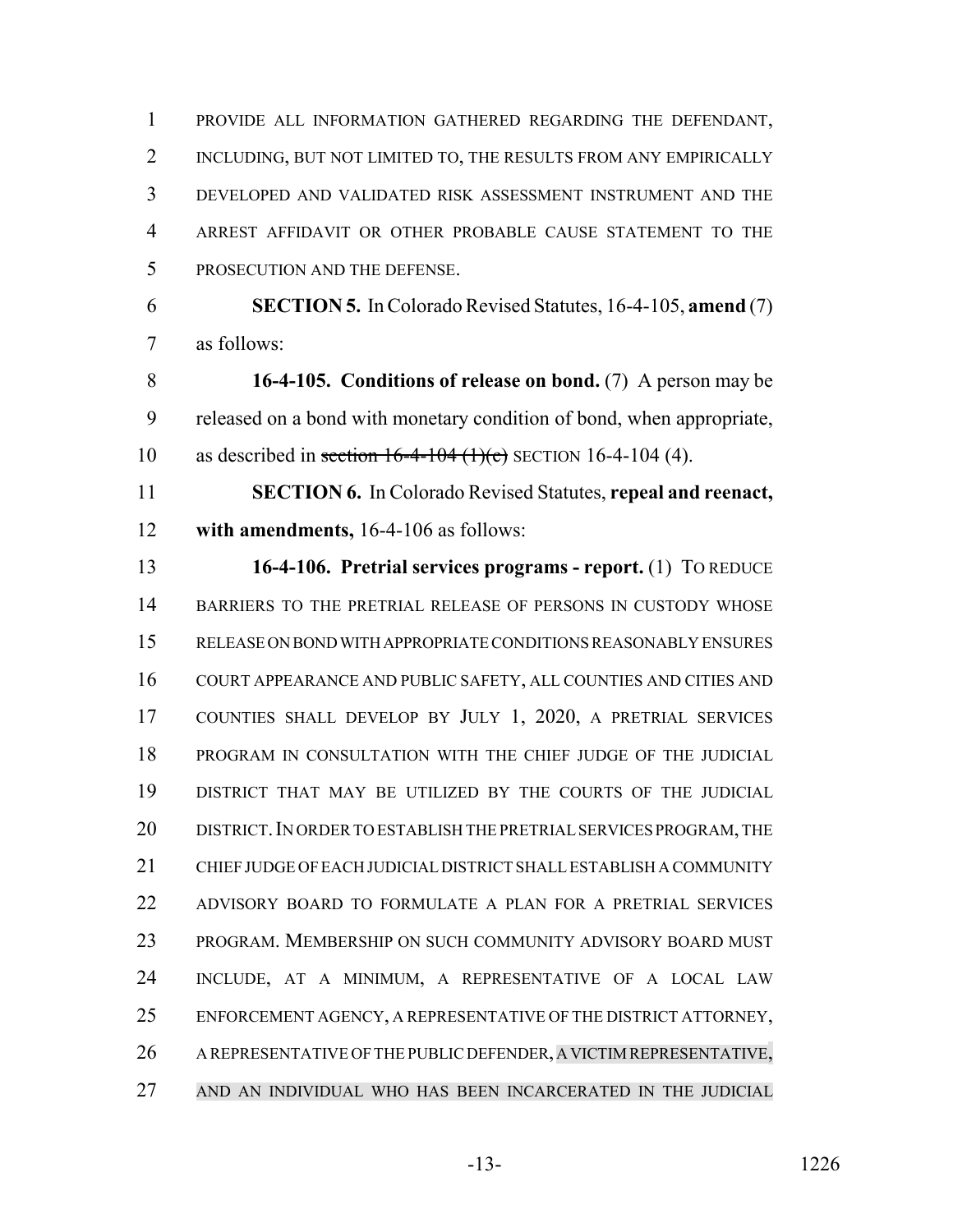PROVIDE ALL INFORMATION GATHERED REGARDING THE DEFENDANT, INCLUDING, BUT NOT LIMITED TO, THE RESULTS FROM ANY EMPIRICALLY DEVELOPED AND VALIDATED RISK ASSESSMENT INSTRUMENT AND THE ARREST AFFIDAVIT OR OTHER PROBABLE CAUSE STATEMENT TO THE PROSECUTION AND THE DEFENSE.

**SECTION 5.** In Colorado Revised Statutes, 16-4-105, **amend** (7) as follows:

**16-4-105. Conditions of release on bond.** (7) A person may be released on a bond with monetary condition of bond, when appropriate, as described in ~~section 16-4-104 (1)(c)~~ SECTION 16-4-104 (4).

**SECTION 6.** In Colorado Revised Statutes, **repeal and reenact, with amendments,** 16-4-106 as follows:

**16-4-106. Pretrial services programs - report.** (1) TO REDUCE BARRIERS TO THE PRETRIAL RELEASE OF PERSONS IN CUSTODY WHOSE RELEASE ON BOND WITH APPROPRIATE CONDITIONS REASONABLY ENSURES COURT APPEARANCE AND PUBLIC SAFETY, ALL COUNTIES AND CITIES AND COUNTIES SHALL DEVELOP BY JULY 1, 2020, A PRETRIAL SERVICES PROGRAM IN CONSULTATION WITH THE CHIEF JUDGE OF THE JUDICIAL DISTRICT THAT MAY BE UTILIZED BY THE COURTS OF THE JUDICIAL DISTRICT. IN ORDER TO ESTABLISH THE PRETRIAL SERVICES PROGRAM, THE CHIEF JUDGE OF EACH JUDICIAL DISTRICT SHALL ESTABLISH A COMMUNITY ADVISORY BOARD TO FORMULATE A PLAN FOR A PRETRIAL SERVICES PROGRAM. MEMBERSHIP ON SUCH COMMUNITY ADVISORY BOARD MUST INCLUDE, AT A MINIMUM, A REPRESENTATIVE OF A LOCAL LAW ENFORCEMENT AGENCY, A REPRESENTATIVE OF THE DISTRICT ATTORNEY, A REPRESENTATIVE OF THE PUBLIC DEFENDER, A VICTIM REPRESENTATIVE, AND AN INDIVIDUAL WHO HAS BEEN INCARCERATED IN THE JUDICIAL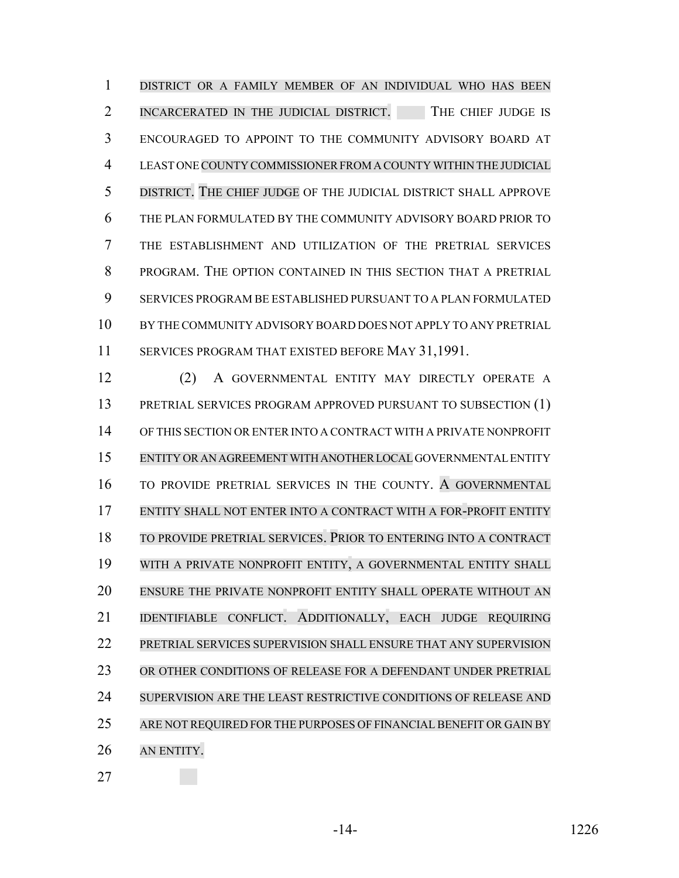DISTRICT OR A FAMILY MEMBER OF AN INDIVIDUAL WHO HAS BEEN INCARCERATED IN THE JUDICIAL DISTRICT. THE CHIEF JUDGE IS ENCOURAGED TO APPOINT TO THE COMMUNITY ADVISORY BOARD AT LEAST ONE COUNTY COMMISSIONER FROM A COUNTY WITHIN THE JUDICIAL DISTRICT. THE CHIEF JUDGE OF THE JUDICIAL DISTRICT SHALL APPROVE THE PLAN FORMULATED BY THE COMMUNITY ADVISORY BOARD PRIOR TO THE ESTABLISHMENT AND UTILIZATION OF THE PRETRIAL SERVICES PROGRAM. THE OPTION CONTAINED IN THIS SECTION THAT A PRETRIAL SERVICES PROGRAM BE ESTABLISHED PURSUANT TO A PLAN FORMULATED BY THE COMMUNITY ADVISORY BOARD DOES NOT APPLY TO ANY PRETRIAL SERVICES PROGRAM THAT EXISTED BEFORE MAY 31,1991.

(2) A GOVERNMENTAL ENTITY MAY DIRECTLY OPERATE A PRETRIAL SERVICES PROGRAM APPROVED PURSUANT TO SUBSECTION (1) OF THIS SECTION OR ENTER INTO A CONTRACT WITH A PRIVATE NONPROFIT ENTITY OR AN AGREEMENT WITH ANOTHER LOCAL GOVERNMENTAL ENTITY TO PROVIDE PRETRIAL SERVICES IN THE COUNTY. A GOVERNMENTAL ENTITY SHALL NOT ENTER INTO A CONTRACT WITH A FOR-PROFIT ENTITY TO PROVIDE PRETRIAL SERVICES. PRIOR TO ENTERING INTO A CONTRACT WITH A PRIVATE NONPROFIT ENTITY, A GOVERNMENTAL ENTITY SHALL ENSURE THE PRIVATE NONPROFIT ENTITY SHALL OPERATE WITHOUT AN IDENTIFIABLE CONFLICT. ADDITIONALLY, EACH JUDGE REQUIRING PRETRIAL SERVICES SUPERVISION SHALL ENSURE THAT ANY SUPERVISION OR OTHER CONDITIONS OF RELEASE FOR A DEFENDANT UNDER PRETRIAL SUPERVISION ARE THE LEAST RESTRICTIVE CONDITIONS OF RELEASE AND ARE NOT REQUIRED FOR THE PURPOSES OF FINANCIAL BENEFIT OR GAIN BY AN ENTITY.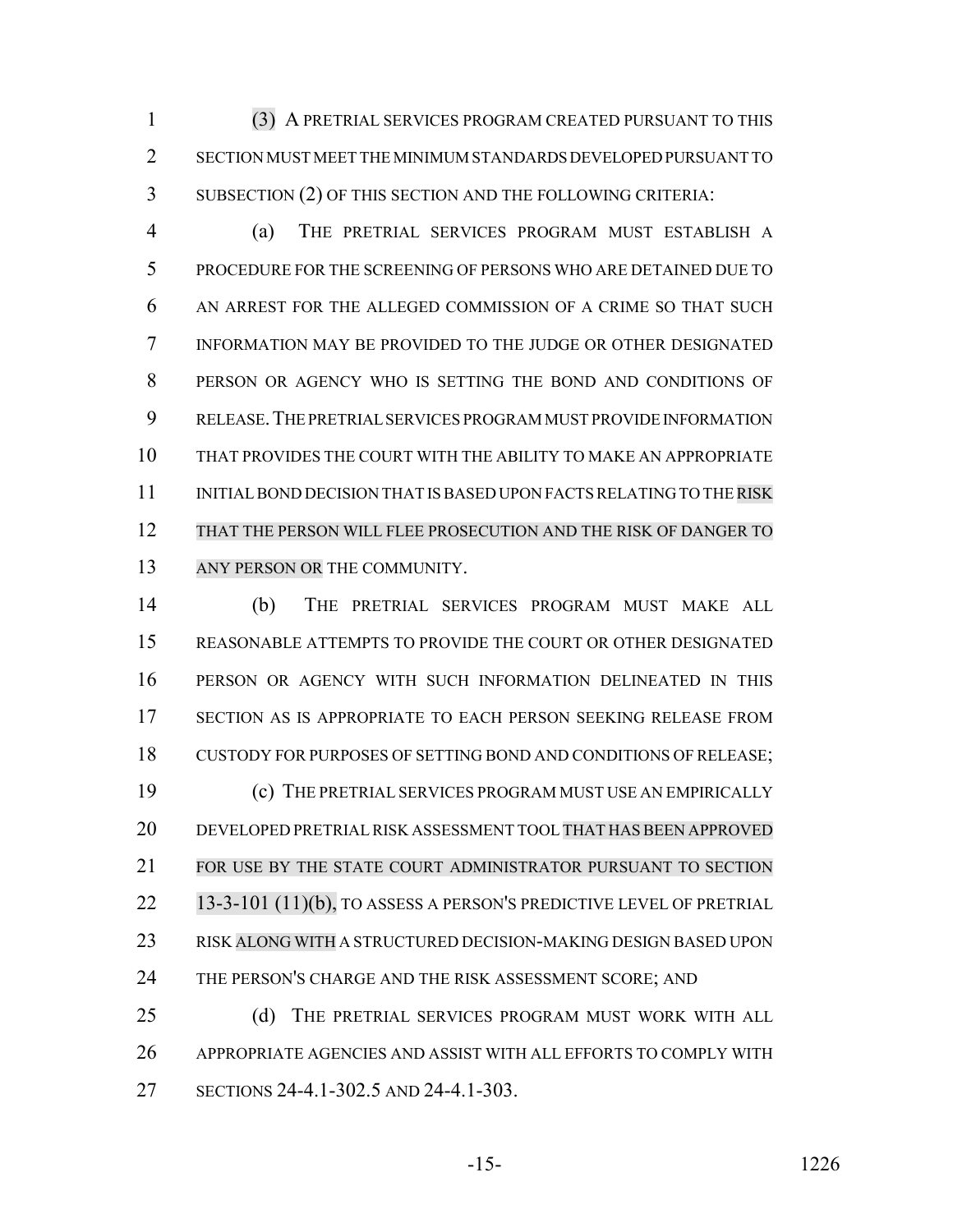(3) A PRETRIAL SERVICES PROGRAM CREATED PURSUANT TO THIS SECTION MUST MEET THE MINIMUM STANDARDS DEVELOPED PURSUANT TO SUBSECTION (2) OF THIS SECTION AND THE FOLLOWING CRITERIA:

(a) THE PRETRIAL SERVICES PROGRAM MUST ESTABLISH A PROCEDURE FOR THE SCREENING OF PERSONS WHO ARE DETAINED DUE TO AN ARREST FOR THE ALLEGED COMMISSION OF A CRIME SO THAT SUCH INFORMATION MAY BE PROVIDED TO THE JUDGE OR OTHER DESIGNATED PERSON OR AGENCY WHO IS SETTING THE BOND AND CONDITIONS OF RELEASE. THE PRETRIAL SERVICES PROGRAM MUST PROVIDE INFORMATION THAT PROVIDES THE COURT WITH THE ABILITY TO MAKE AN APPROPRIATE INITIAL BOND DECISION THAT IS BASED UPON FACTS RELATING TO THE RISK THAT THE PERSON WILL FLEE PROSECUTION AND THE RISK OF DANGER TO ANY PERSON OR THE COMMUNITY.

(b) THE PRETRIAL SERVICES PROGRAM MUST MAKE ALL REASONABLE ATTEMPTS TO PROVIDE THE COURT OR OTHER DESIGNATED PERSON OR AGENCY WITH SUCH INFORMATION DELINEATED IN THIS SECTION AS IS APPROPRIATE TO EACH PERSON SEEKING RELEASE FROM CUSTODY FOR PURPOSES OF SETTING BOND AND CONDITIONS OF RELEASE;

(c) THE PRETRIAL SERVICES PROGRAM MUST USE AN EMPIRICALLY DEVELOPED PRETRIAL RISK ASSESSMENT TOOL THAT HAS BEEN APPROVED FOR USE BY THE STATE COURT ADMINISTRATOR PURSUANT TO SECTION 13-3-101 (11)(b), TO ASSESS A PERSON'S PREDICTIVE LEVEL OF PRETRIAL RISK ALONG WITH A STRUCTURED DECISION-MAKING DESIGN BASED UPON THE PERSON'S CHARGE AND THE RISK ASSESSMENT SCORE; AND

(d) THE PRETRIAL SERVICES PROGRAM MUST WORK WITH ALL APPROPRIATE AGENCIES AND ASSIST WITH ALL EFFORTS TO COMPLY WITH SECTIONS 24-4.1-302.5 AND 24-4.1-303.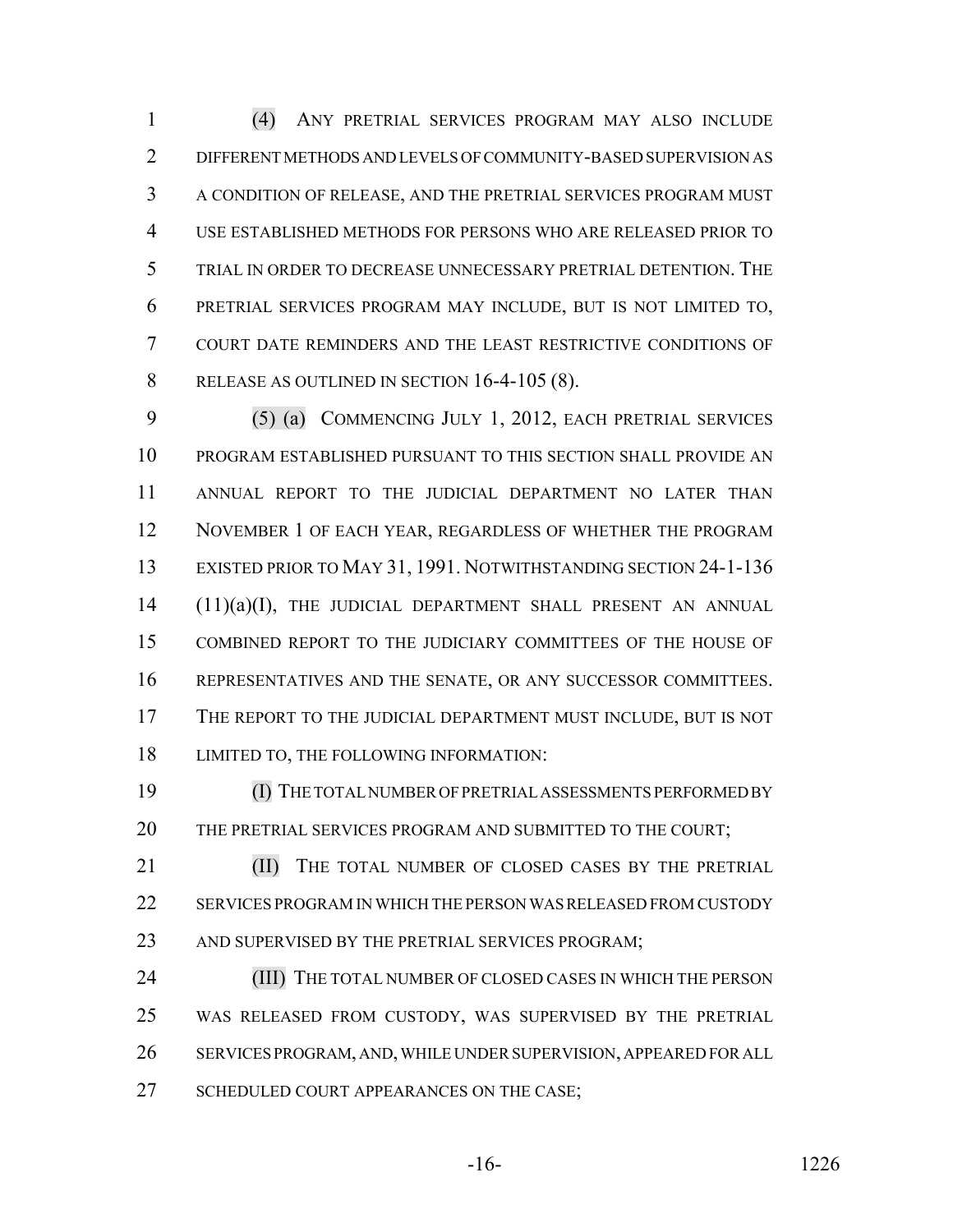(4) ANY PRETRIAL SERVICES PROGRAM MAY ALSO INCLUDE DIFFERENT METHODS AND LEVELS OF COMMUNITY-BASED SUPERVISION AS A CONDITION OF RELEASE, AND THE PRETRIAL SERVICES PROGRAM MUST USE ESTABLISHED METHODS FOR PERSONS WHO ARE RELEASED PRIOR TO TRIAL IN ORDER TO DECREASE UNNECESSARY PRETRIAL DETENTION. THE PRETRIAL SERVICES PROGRAM MAY INCLUDE, BUT IS NOT LIMITED TO, COURT DATE REMINDERS AND THE LEAST RESTRICTIVE CONDITIONS OF RELEASE AS OUTLINED IN SECTION 16-4-105 (8).

(5) (a) COMMENCING JULY 1, 2012, EACH PRETRIAL SERVICES PROGRAM ESTABLISHED PURSUANT TO THIS SECTION SHALL PROVIDE AN ANNUAL REPORT TO THE JUDICIAL DEPARTMENT NO LATER THAN NOVEMBER 1 OF EACH YEAR, REGARDLESS OF WHETHER THE PROGRAM EXISTED PRIOR TO MAY 31, 1991. NOTWITHSTANDING SECTION 24-1-136 (11)(a)(I), THE JUDICIAL DEPARTMENT SHALL PRESENT AN ANNUAL COMBINED REPORT TO THE JUDICIARY COMMITTEES OF THE HOUSE OF REPRESENTATIVES AND THE SENATE, OR ANY SUCCESSOR COMMITTEES. THE REPORT TO THE JUDICIAL DEPARTMENT MUST INCLUDE, BUT IS NOT LIMITED TO, THE FOLLOWING INFORMATION:

(I) THE TOTAL NUMBER OF PRETRIAL ASSESSMENTS PERFORMED BY THE PRETRIAL SERVICES PROGRAM AND SUBMITTED TO THE COURT;

(II) THE TOTAL NUMBER OF CLOSED CASES BY THE PRETRIAL SERVICES PROGRAM IN WHICH THE PERSON WAS RELEASED FROM CUSTODY AND SUPERVISED BY THE PRETRIAL SERVICES PROGRAM;

(III) THE TOTAL NUMBER OF CLOSED CASES IN WHICH THE PERSON WAS RELEASED FROM CUSTODY, WAS SUPERVISED BY THE PRETRIAL SERVICES PROGRAM, AND, WHILE UNDER SUPERVISION, APPEARED FOR ALL SCHEDULED COURT APPEARANCES ON THE CASE;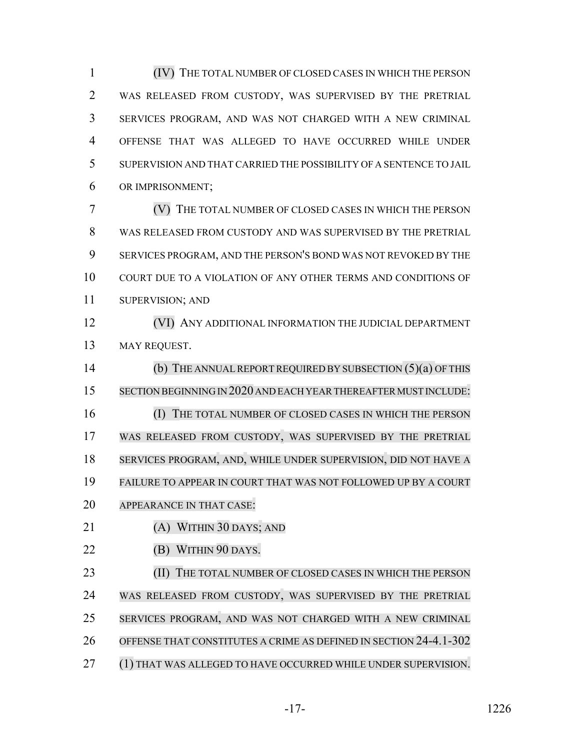(IV) THE TOTAL NUMBER OF CLOSED CASES IN WHICH THE PERSON WAS RELEASED FROM CUSTODY, WAS SUPERVISED BY THE PRETRIAL SERVICES PROGRAM, AND WAS NOT CHARGED WITH A NEW CRIMINAL OFFENSE THAT WAS ALLEGED TO HAVE OCCURRED WHILE UNDER SUPERVISION AND THAT CARRIED THE POSSIBILITY OF A SENTENCE TO JAIL OR IMPRISONMENT;

(V) THE TOTAL NUMBER OF CLOSED CASES IN WHICH THE PERSON WAS RELEASED FROM CUSTODY AND WAS SUPERVISED BY THE PRETRIAL SERVICES PROGRAM, AND THE PERSON'S BOND WAS NOT REVOKED BY THE COURT DUE TO A VIOLATION OF ANY OTHER TERMS AND CONDITIONS OF SUPERVISION; AND

(VI) ANY ADDITIONAL INFORMATION THE JUDICIAL DEPARTMENT MAY REQUEST.

(b) THE ANNUAL REPORT REQUIRED BY SUBSECTION (5)(a) OF THIS SECTION BEGINNING IN 2020 AND EACH YEAR THEREAFTER MUST INCLUDE:

(I) THE TOTAL NUMBER OF CLOSED CASES IN WHICH THE PERSON WAS RELEASED FROM CUSTODY, WAS SUPERVISED BY THE PRETRIAL SERVICES PROGRAM, AND, WHILE UNDER SUPERVISION, DID NOT HAVE A FAILURE TO APPEAR IN COURT THAT WAS NOT FOLLOWED UP BY A COURT APPEARANCE IN THAT CASE:

(A) WITHIN 30 DAYS; AND

(B) WITHIN 90 DAYS.

(II) THE TOTAL NUMBER OF CLOSED CASES IN WHICH THE PERSON WAS RELEASED FROM CUSTODY, WAS SUPERVISED BY THE PRETRIAL SERVICES PROGRAM, AND WAS NOT CHARGED WITH A NEW CRIMINAL OFFENSE THAT CONSTITUTES A CRIME AS DEFINED IN SECTION 24-4.1-302 (1) THAT WAS ALLEGED TO HAVE OCCURRED WHILE UNDER SUPERVISION.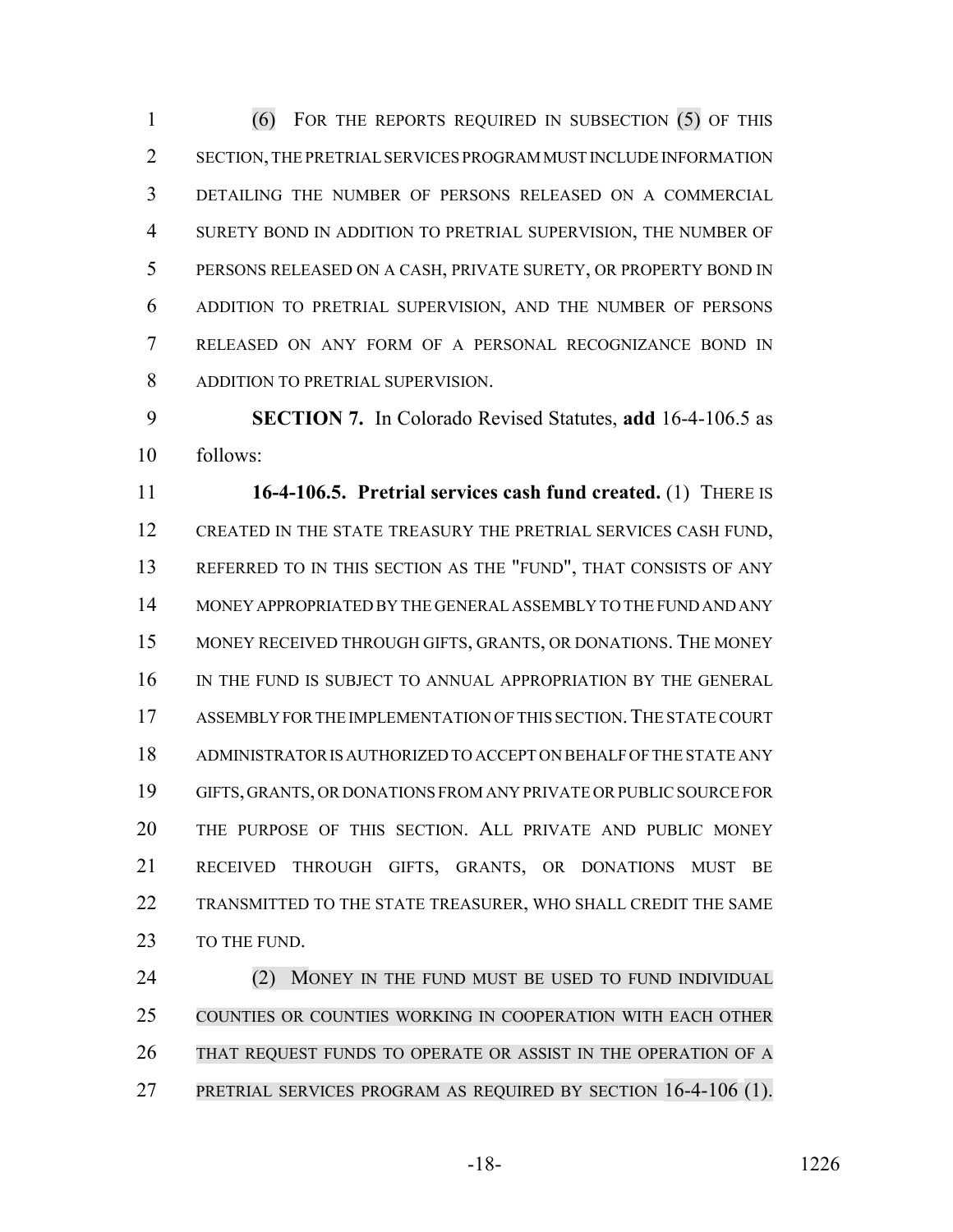(6) FOR THE REPORTS REQUIRED IN SUBSECTION (5) OF THIS SECTION, THE PRETRIAL SERVICES PROGRAM MUST INCLUDE INFORMATION DETAILING THE NUMBER OF PERSONS RELEASED ON A COMMERCIAL SURETY BOND IN ADDITION TO PRETRIAL SUPERVISION, THE NUMBER OF PERSONS RELEASED ON A CASH, PRIVATE SURETY, OR PROPERTY BOND IN ADDITION TO PRETRIAL SUPERVISION, AND THE NUMBER OF PERSONS RELEASED ON ANY FORM OF A PERSONAL RECOGNIZANCE BOND IN ADDITION TO PRETRIAL SUPERVISION.

**SECTION 7.** In Colorado Revised Statutes, **add** 16-4-106.5 as follows:

**16-4-106.5. Pretrial services cash fund created.** (1) THERE IS CREATED IN THE STATE TREASURY THE PRETRIAL SERVICES CASH FUND, REFERRED TO IN THIS SECTION AS THE "FUND", THAT CONSISTS OF ANY MONEY APPROPRIATED BY THE GENERAL ASSEMBLY TO THE FUND AND ANY MONEY RECEIVED THROUGH GIFTS, GRANTS, OR DONATIONS. THE MONEY IN THE FUND IS SUBJECT TO ANNUAL APPROPRIATION BY THE GENERAL ASSEMBLY FOR THE IMPLEMENTATION OF THIS SECTION. THE STATE COURT ADMINISTRATOR IS AUTHORIZED TO ACCEPT ON BEHALF OF THE STATE ANY GIFTS, GRANTS, OR DONATIONS FROM ANY PRIVATE OR PUBLIC SOURCE FOR THE PURPOSE OF THIS SECTION. ALL PRIVATE AND PUBLIC MONEY RECEIVED THROUGH GIFTS, GRANTS, OR DONATIONS MUST BE TRANSMITTED TO THE STATE TREASURER, WHO SHALL CREDIT THE SAME TO THE FUND.

(2) MONEY IN THE FUND MUST BE USED TO FUND INDIVIDUAL COUNTIES OR COUNTIES WORKING IN COOPERATION WITH EACH OTHER THAT REQUEST FUNDS TO OPERATE OR ASSIST IN THE OPERATION OF A PRETRIAL SERVICES PROGRAM AS REQUIRED BY SECTION 16-4-106 (1).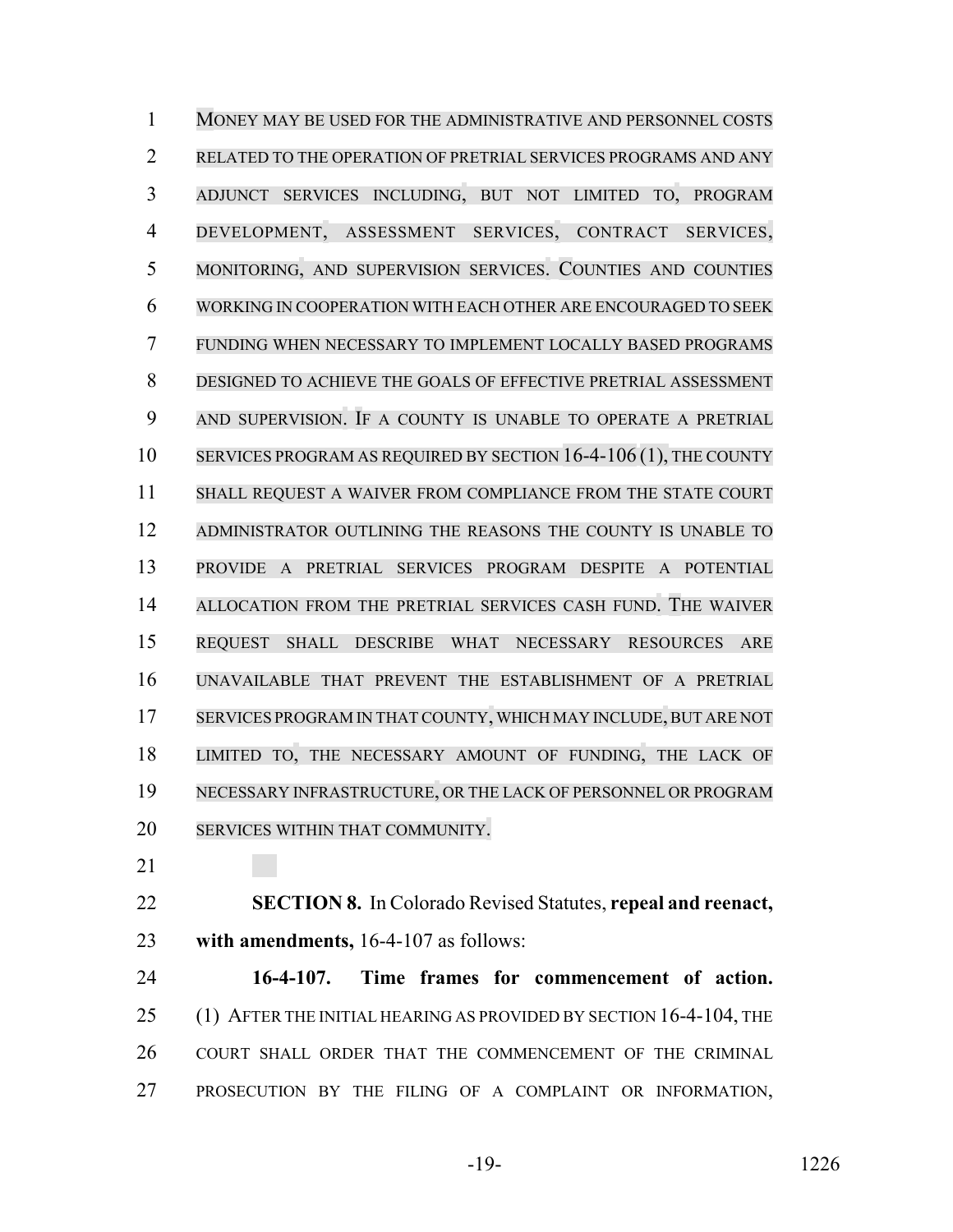MONEY MAY BE USED FOR THE ADMINISTRATIVE AND PERSONNEL COSTS RELATED TO THE OPERATION OF PRETRIAL SERVICES PROGRAMS AND ANY ADJUNCT SERVICES INCLUDING, BUT NOT LIMITED TO, PROGRAM DEVELOPMENT, ASSESSMENT SERVICES, CONTRACT SERVICES, MONITORING, AND SUPERVISION SERVICES. COUNTIES AND COUNTIES WORKING IN COOPERATION WITH EACH OTHER ARE ENCOURAGED TO SEEK FUNDING WHEN NECESSARY TO IMPLEMENT LOCALLY BASED PROGRAMS DESIGNED TO ACHIEVE THE GOALS OF EFFECTIVE PRETRIAL ASSESSMENT AND SUPERVISION. IF A COUNTY IS UNABLE TO OPERATE A PRETRIAL SERVICES PROGRAM AS REQUIRED BY SECTION 16-4-106 (1), THE COUNTY SHALL REQUEST A WAIVER FROM COMPLIANCE FROM THE STATE COURT ADMINISTRATOR OUTLINING THE REASONS THE COUNTY IS UNABLE TO PROVIDE A PRETRIAL SERVICES PROGRAM DESPITE A POTENTIAL ALLOCATION FROM THE PRETRIAL SERVICES CASH FUND. THE WAIVER REQUEST SHALL DESCRIBE WHAT NECESSARY RESOURCES ARE UNAVAILABLE THAT PREVENT THE ESTABLISHMENT OF A PRETRIAL SERVICES PROGRAM IN THAT COUNTY, WHICH MAY INCLUDE, BUT ARE NOT LIMITED TO, THE NECESSARY AMOUNT OF FUNDING, THE LACK OF NECESSARY INFRASTRUCTURE, OR THE LACK OF PERSONNEL OR PROGRAM SERVICES WITHIN THAT COMMUNITY.

**SECTION 8.** In Colorado Revised Statutes, **repeal and reenact, with amendments,** 16-4-107 as follows:

**16-4-107. Time frames for commencement of action.** (1) AFTER THE INITIAL HEARING AS PROVIDED BY SECTION 16-4-104, THE COURT SHALL ORDER THAT THE COMMENCEMENT OF THE CRIMINAL PROSECUTION BY THE FILING OF A COMPLAINT OR INFORMATION,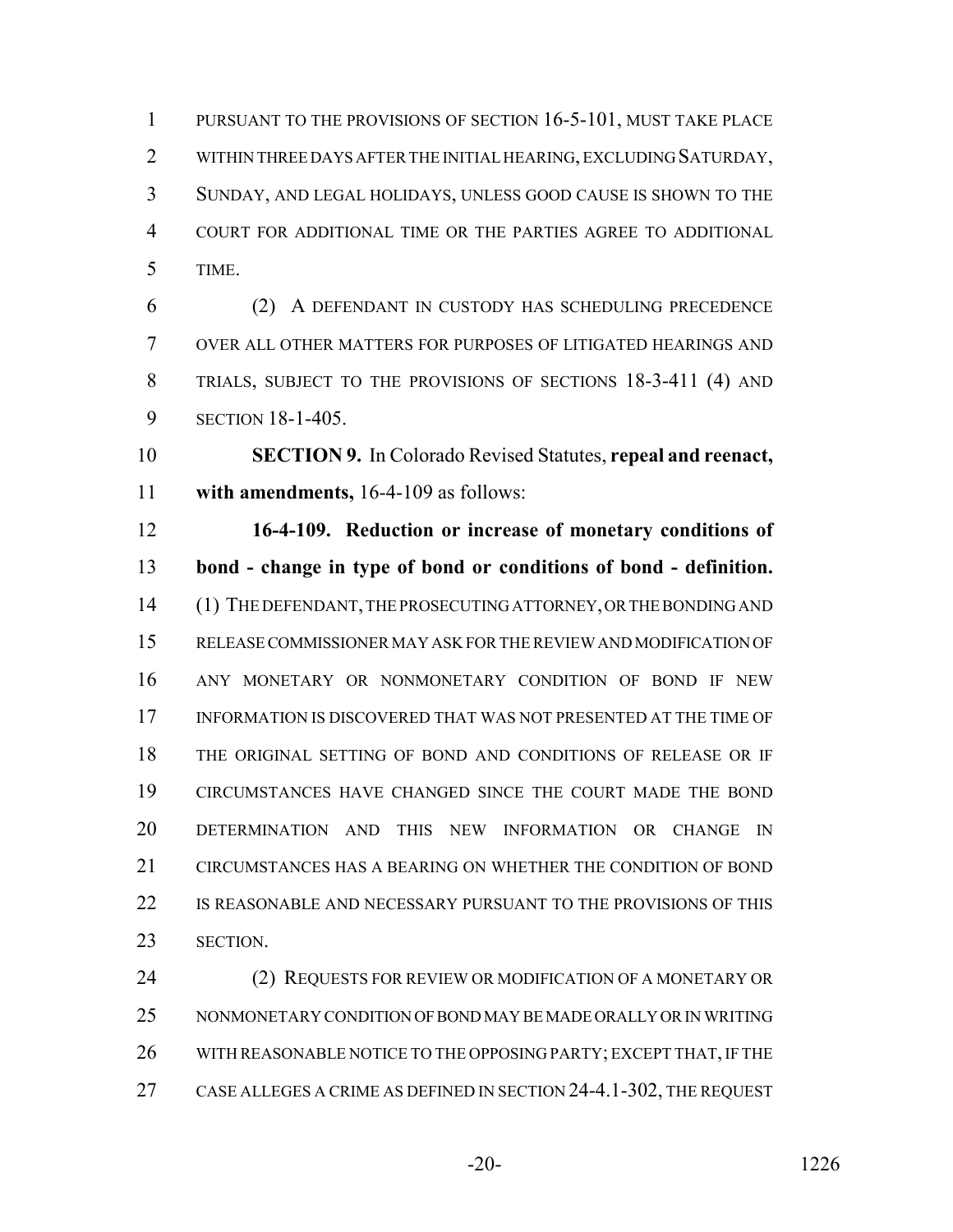PURSUANT TO THE PROVISIONS OF SECTION 16-5-101, MUST TAKE PLACE WITHIN THREE DAYS AFTER THE INITIAL HEARING, EXCLUDING SATURDAY, SUNDAY, AND LEGAL HOLIDAYS, UNLESS GOOD CAUSE IS SHOWN TO THE COURT FOR ADDITIONAL TIME OR THE PARTIES AGREE TO ADDITIONAL TIME.

(2) A DEFENDANT IN CUSTODY HAS SCHEDULING PRECEDENCE OVER ALL OTHER MATTERS FOR PURPOSES OF LITIGATED HEARINGS AND TRIALS, SUBJECT TO THE PROVISIONS OF SECTIONS 18-3-411 (4) AND SECTION 18-1-405.

**SECTION 9.** In Colorado Revised Statutes, **repeal and reenact, with amendments,** 16-4-109 as follows:

**16-4-109. Reduction or increase of monetary conditions of bond - change in type of bond or conditions of bond - definition.** (1) THE DEFENDANT, THE PROSECUTING ATTORNEY, OR THE BONDING AND RELEASE COMMISSIONER MAY ASK FOR THE REVIEW AND MODIFICATION OF ANY MONETARY OR NONMONETARY CONDITION OF BOND IF NEW INFORMATION IS DISCOVERED THAT WAS NOT PRESENTED AT THE TIME OF THE ORIGINAL SETTING OF BOND AND CONDITIONS OF RELEASE OR IF CIRCUMSTANCES HAVE CHANGED SINCE THE COURT MADE THE BOND DETERMINATION AND THIS NEW INFORMATION OR CHANGE IN CIRCUMSTANCES HAS A BEARING ON WHETHER THE CONDITION OF BOND IS REASONABLE AND NECESSARY PURSUANT TO THE PROVISIONS OF THIS SECTION.

(2) REQUESTS FOR REVIEW OR MODIFICATION OF A MONETARY OR NONMONETARY CONDITION OF BOND MAY BE MADE ORALLY OR IN WRITING WITH REASONABLE NOTICE TO THE OPPOSING PARTY; EXCEPT THAT, IF THE CASE ALLEGES A CRIME AS DEFINED IN SECTION 24-4.1-302, THE REQUEST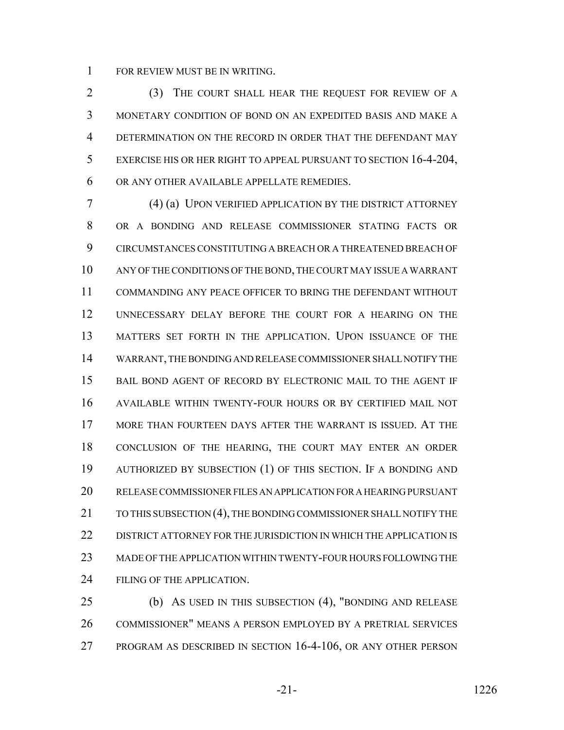FOR REVIEW MUST BE IN WRITING.

(3) THE COURT SHALL HEAR THE REQUEST FOR REVIEW OF A MONETARY CONDITION OF BOND ON AN EXPEDITED BASIS AND MAKE A DETERMINATION ON THE RECORD IN ORDER THAT THE DEFENDANT MAY EXERCISE HIS OR HER RIGHT TO APPEAL PURSUANT TO SECTION 16-4-204, OR ANY OTHER AVAILABLE APPELLATE REMEDIES.

(4) (a) UPON VERIFIED APPLICATION BY THE DISTRICT ATTORNEY OR A BONDING AND RELEASE COMMISSIONER STATING FACTS OR CIRCUMSTANCES CONSTITUTING A BREACH OR A THREATENED BREACH OF ANY OF THE CONDITIONS OF THE BOND, THE COURT MAY ISSUE A WARRANT COMMANDING ANY PEACE OFFICER TO BRING THE DEFENDANT WITHOUT UNNECESSARY DELAY BEFORE THE COURT FOR A HEARING ON THE MATTERS SET FORTH IN THE APPLICATION. UPON ISSUANCE OF THE WARRANT, THE BONDING AND RELEASE COMMISSIONER SHALL NOTIFY THE BAIL BOND AGENT OF RECORD BY ELECTRONIC MAIL TO THE AGENT IF AVAILABLE WITHIN TWENTY-FOUR HOURS OR BY CERTIFIED MAIL NOT MORE THAN FOURTEEN DAYS AFTER THE WARRANT IS ISSUED. AT THE CONCLUSION OF THE HEARING, THE COURT MAY ENTER AN ORDER AUTHORIZED BY SUBSECTION (1) OF THIS SECTION. IF A BONDING AND RELEASE COMMISSIONER FILES AN APPLICATION FOR A HEARING PURSUANT TO THIS SUBSECTION (4), THE BONDING COMMISSIONER SHALL NOTIFY THE DISTRICT ATTORNEY FOR THE JURISDICTION IN WHICH THE APPLICATION IS MADE OF THE APPLICATION WITHIN TWENTY-FOUR HOURS FOLLOWING THE FILING OF THE APPLICATION.

(b) AS USED IN THIS SUBSECTION (4), "BONDING AND RELEASE COMMISSIONER" MEANS A PERSON EMPLOYED BY A PRETRIAL SERVICES PROGRAM AS DESCRIBED IN SECTION 16-4-106, OR ANY OTHER PERSON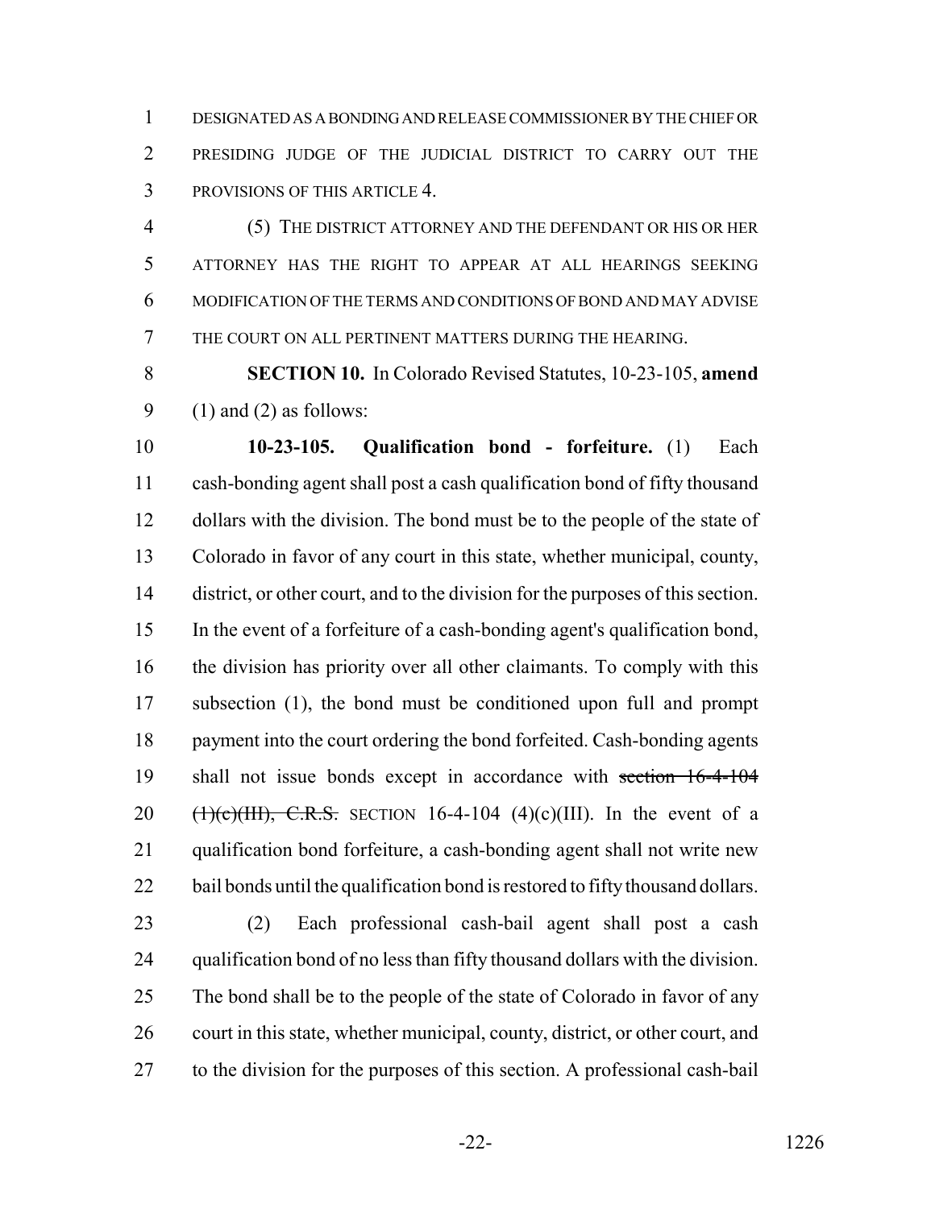DESIGNATED AS A BONDING AND RELEASE COMMISSIONER BY THE CHIEF OR PRESIDING JUDGE OF THE JUDICIAL DISTRICT TO CARRY OUT THE PROVISIONS OF THIS ARTICLE 4.

(5) THE DISTRICT ATTORNEY AND THE DEFENDANT OR HIS OR HER ATTORNEY HAS THE RIGHT TO APPEAR AT ALL HEARINGS SEEKING MODIFICATION OF THE TERMS AND CONDITIONS OF BOND AND MAY ADVISE THE COURT ON ALL PERTINENT MATTERS DURING THE HEARING.

**SECTION 10.** In Colorado Revised Statutes, 10-23-105, **amend** (1) and (2) as follows:

**10-23-105. Qualification bond - forfeiture.** (1) Each cash-bonding agent shall post a cash qualification bond of fifty thousand dollars with the division. The bond must be to the people of the state of Colorado in favor of any court in this state, whether municipal, county, district, or other court, and to the division for the purposes of this section. In the event of a forfeiture of a cash-bonding agent's qualification bond, the division has priority over all other claimants. To comply with this subsection (1), the bond must be conditioned upon full and prompt payment into the court ordering the bond forfeited. Cash-bonding agents shall not issue bonds except in accordance with ~~section 16-4-104 (1)(c)(III), C.R.S.~~ SECTION 16-4-104 (4)(c)(III). In the event of a qualification bond forfeiture, a cash-bonding agent shall not write new bail bonds until the qualification bond is restored to fifty thousand dollars.

(2) Each professional cash-bail agent shall post a cash qualification bond of no less than fifty thousand dollars with the division. The bond shall be to the people of the state of Colorado in favor of any court in this state, whether municipal, county, district, or other court, and to the division for the purposes of this section. A professional cash-bail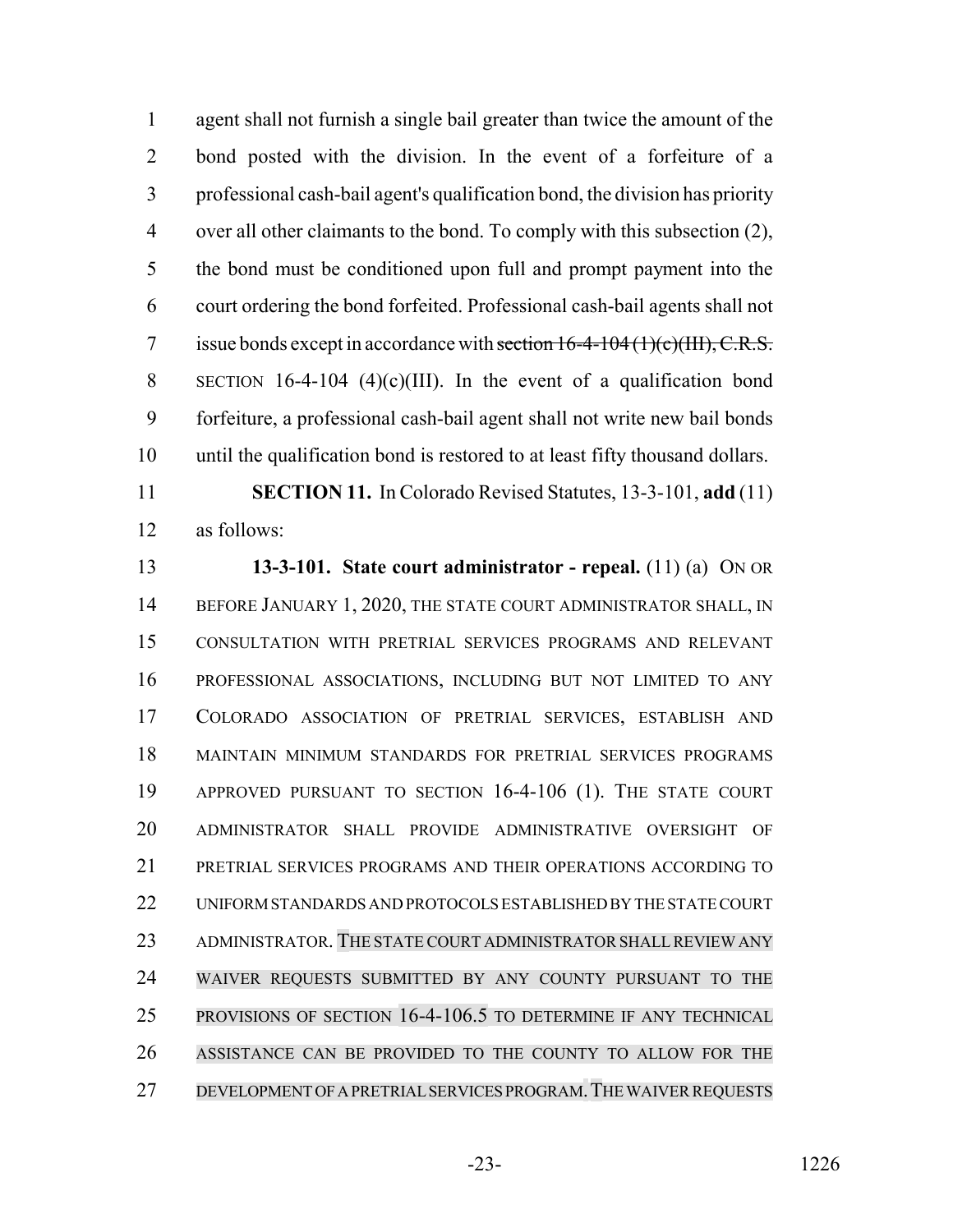agent shall not furnish a single bail greater than twice the amount of the bond posted with the division. In the event of a forfeiture of a professional cash-bail agent's qualification bond, the division has priority over all other claimants to the bond. To comply with this subsection (2), the bond must be conditioned upon full and prompt payment into the court ordering the bond forfeited. Professional cash-bail agents shall not issue bonds except in accordance with ~~section 16-4-104 (1)(c)(III), C.R.S.~~ SECTION 16-4-104 (4)(c)(III). In the event of a qualification bond forfeiture, a professional cash-bail agent shall not write new bail bonds until the qualification bond is restored to at least fifty thousand dollars.

**SECTION 11.** In Colorado Revised Statutes, 13-3-101, **add** (11) as follows:

**13-3-101. State court administrator - repeal.** (11) (a) ON OR BEFORE JANUARY 1, 2020, THE STATE COURT ADMINISTRATOR SHALL, IN CONSULTATION WITH PRETRIAL SERVICES PROGRAMS AND RELEVANT PROFESSIONAL ASSOCIATIONS, INCLUDING BUT NOT LIMITED TO ANY COLORADO ASSOCIATION OF PRETRIAL SERVICES, ESTABLISH AND MAINTAIN MINIMUM STANDARDS FOR PRETRIAL SERVICES PROGRAMS APPROVED PURSUANT TO SECTION 16-4-106 (1). THE STATE COURT ADMINISTRATOR SHALL PROVIDE ADMINISTRATIVE OVERSIGHT OF PRETRIAL SERVICES PROGRAMS AND THEIR OPERATIONS ACCORDING TO UNIFORM STANDARDS AND PROTOCOLS ESTABLISHED BY THE STATE COURT ADMINISTRATOR. THE STATE COURT ADMINISTRATOR SHALL REVIEW ANY WAIVER REQUESTS SUBMITTED BY ANY COUNTY PURSUANT TO THE PROVISIONS OF SECTION 16-4-106.5 TO DETERMINE IF ANY TECHNICAL ASSISTANCE CAN BE PROVIDED TO THE COUNTY TO ALLOW FOR THE DEVELOPMENT OF A PRETRIAL SERVICES PROGRAM. THE WAIVER REQUESTS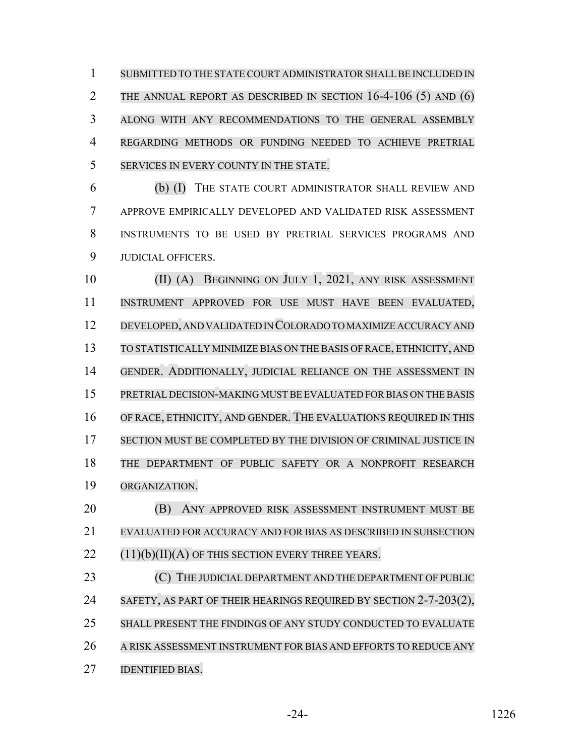SUBMITTED TO THE STATE COURT ADMINISTRATOR SHALL BE INCLUDED IN THE ANNUAL REPORT AS DESCRIBED IN SECTION 16-4-106 (5) AND (6) ALONG WITH ANY RECOMMENDATIONS TO THE GENERAL ASSEMBLY REGARDING METHODS OR FUNDING NEEDED TO ACHIEVE PRETRIAL SERVICES IN EVERY COUNTY IN THE STATE.

(b) (I) THE STATE COURT ADMINISTRATOR SHALL REVIEW AND APPROVE EMPIRICALLY DEVELOPED AND VALIDATED RISK ASSESSMENT INSTRUMENTS TO BE USED BY PRETRIAL SERVICES PROGRAMS AND JUDICIAL OFFICERS.

(II) (A) BEGINNING ON JULY 1, 2021, ANY RISK ASSESSMENT INSTRUMENT APPROVED FOR USE MUST HAVE BEEN EVALUATED, DEVELOPED, AND VALIDATED IN COLORADO TO MAXIMIZE ACCURACY AND TO STATISTICALLY MINIMIZE BIAS ON THE BASIS OF RACE, ETHNICITY, AND GENDER. ADDITIONALLY, JUDICIAL RELIANCE ON THE ASSESSMENT IN PRETRIAL DECISION-MAKING MUST BE EVALUATED FOR BIAS ON THE BASIS OF RACE, ETHNICITY, AND GENDER. THE EVALUATIONS REQUIRED IN THIS SECTION MUST BE COMPLETED BY THE DIVISION OF CRIMINAL JUSTICE IN THE DEPARTMENT OF PUBLIC SAFETY OR A NONPROFIT RESEARCH ORGANIZATION.

(B) ANY APPROVED RISK ASSESSMENT INSTRUMENT MUST BE EVALUATED FOR ACCURACY AND FOR BIAS AS DESCRIBED IN SUBSECTION (11)(b)(II)(A) OF THIS SECTION EVERY THREE YEARS.

(C) THE JUDICIAL DEPARTMENT AND THE DEPARTMENT OF PUBLIC SAFETY, AS PART OF THEIR HEARINGS REQUIRED BY SECTION 2-7-203(2), SHALL PRESENT THE FINDINGS OF ANY STUDY CONDUCTED TO EVALUATE A RISK ASSESSMENT INSTRUMENT FOR BIAS AND EFFORTS TO REDUCE ANY IDENTIFIED BIAS.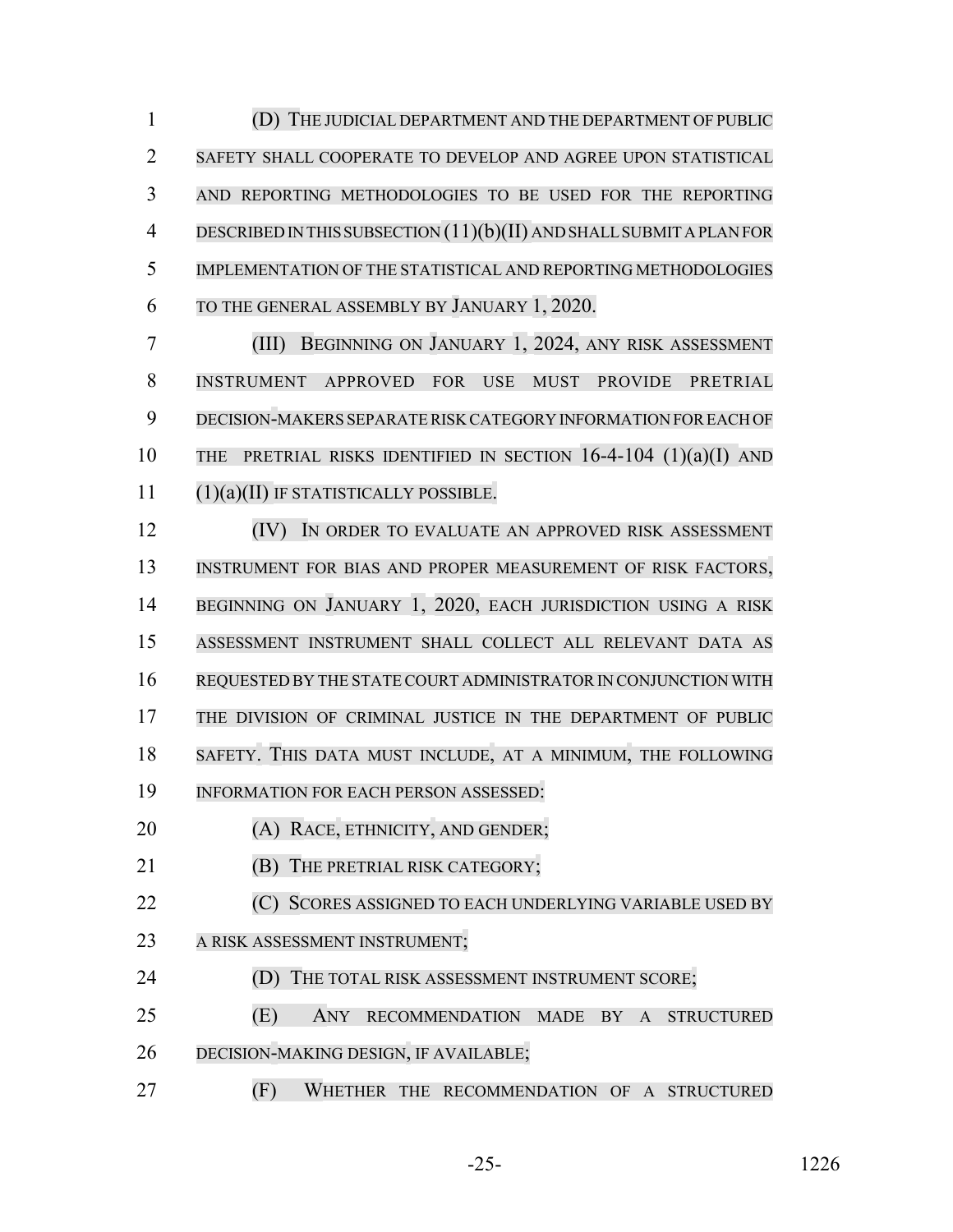(D) THE JUDICIAL DEPARTMENT AND THE DEPARTMENT OF PUBLIC SAFETY SHALL COOPERATE TO DEVELOP AND AGREE UPON STATISTICAL AND REPORTING METHODOLOGIES TO BE USED FOR THE REPORTING DESCRIBED IN THIS SUBSECTION (11)(b)(II) AND SHALL SUBMIT A PLAN FOR IMPLEMENTATION OF THE STATISTICAL AND REPORTING METHODOLOGIES TO THE GENERAL ASSEMBLY BY JANUARY 1, 2020.

(III) BEGINNING ON JANUARY 1, 2024, ANY RISK ASSESSMENT INSTRUMENT APPROVED FOR USE MUST PROVIDE PRETRIAL DECISION-MAKERS SEPARATE RISK CATEGORY INFORMATION FOR EACH OF THE PRETRIAL RISKS IDENTIFIED IN SECTION 16-4-104 (1)(a)(I) AND (1)(a)(II) IF STATISTICALLY POSSIBLE.

(IV) IN ORDER TO EVALUATE AN APPROVED RISK ASSESSMENT INSTRUMENT FOR BIAS AND PROPER MEASUREMENT OF RISK FACTORS, BEGINNING ON JANUARY 1, 2020, EACH JURISDICTION USING A RISK ASSESSMENT INSTRUMENT SHALL COLLECT ALL RELEVANT DATA AS REQUESTED BY THE STATE COURT ADMINISTRATOR IN CONJUNCTION WITH THE DIVISION OF CRIMINAL JUSTICE IN THE DEPARTMENT OF PUBLIC SAFETY. THIS DATA MUST INCLUDE, AT A MINIMUM, THE FOLLOWING INFORMATION FOR EACH PERSON ASSESSED:

(A) RACE, ETHNICITY, AND GENDER;

(B) THE PRETRIAL RISK CATEGORY;

(C) SCORES ASSIGNED TO EACH UNDERLYING VARIABLE USED BY A RISK ASSESSMENT INSTRUMENT;

(D) THE TOTAL RISK ASSESSMENT INSTRUMENT SCORE;

(E) ANY RECOMMENDATION MADE BY A STRUCTURED DECISION-MAKING DESIGN, IF AVAILABLE;

(F) WHETHER THE RECOMMENDATION OF A STRUCTURED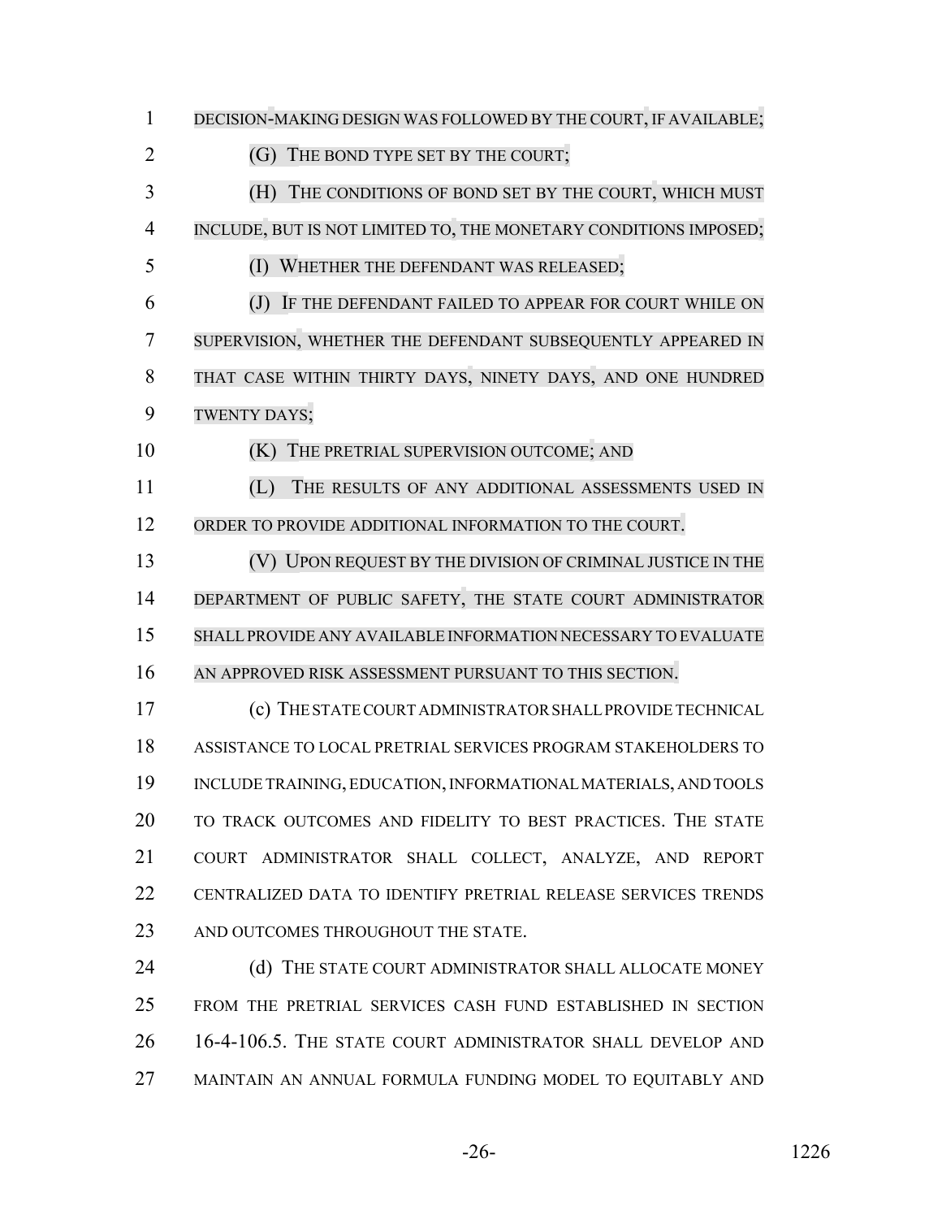DECISION-MAKING DESIGN WAS FOLLOWED BY THE COURT, IF AVAILABLE;

(G) THE BOND TYPE SET BY THE COURT;

(H) THE CONDITIONS OF BOND SET BY THE COURT, WHICH MUST INCLUDE, BUT IS NOT LIMITED TO, THE MONETARY CONDITIONS IMPOSED;

(I) WHETHER THE DEFENDANT WAS RELEASED;

(J) IF THE DEFENDANT FAILED TO APPEAR FOR COURT WHILE ON SUPERVISION, WHETHER THE DEFENDANT SUBSEQUENTLY APPEARED IN THAT CASE WITHIN THIRTY DAYS, NINETY DAYS, AND ONE HUNDRED TWENTY DAYS;

(K) THE PRETRIAL SUPERVISION OUTCOME; AND

(L) THE RESULTS OF ANY ADDITIONAL ASSESSMENTS USED IN ORDER TO PROVIDE ADDITIONAL INFORMATION TO THE COURT.

(V) UPON REQUEST BY THE DIVISION OF CRIMINAL JUSTICE IN THE DEPARTMENT OF PUBLIC SAFETY, THE STATE COURT ADMINISTRATOR SHALL PROVIDE ANY AVAILABLE INFORMATION NECESSARY TO EVALUATE AN APPROVED RISK ASSESSMENT PURSUANT TO THIS SECTION.

(c) THE STATE COURT ADMINISTRATOR SHALL PROVIDE TECHNICAL ASSISTANCE TO LOCAL PRETRIAL SERVICES PROGRAM STAKEHOLDERS TO INCLUDE TRAINING, EDUCATION, INFORMATIONAL MATERIALS, AND TOOLS TO TRACK OUTCOMES AND FIDELITY TO BEST PRACTICES. THE STATE COURT ADMINISTRATOR SHALL COLLECT, ANALYZE, AND REPORT CENTRALIZED DATA TO IDENTIFY PRETRIAL RELEASE SERVICES TRENDS AND OUTCOMES THROUGHOUT THE STATE.

(d) THE STATE COURT ADMINISTRATOR SHALL ALLOCATE MONEY FROM THE PRETRIAL SERVICES CASH FUND ESTABLISHED IN SECTION 16-4-106.5. THE STATE COURT ADMINISTRATOR SHALL DEVELOP AND MAINTAIN AN ANNUAL FORMULA FUNDING MODEL TO EQUITABLY AND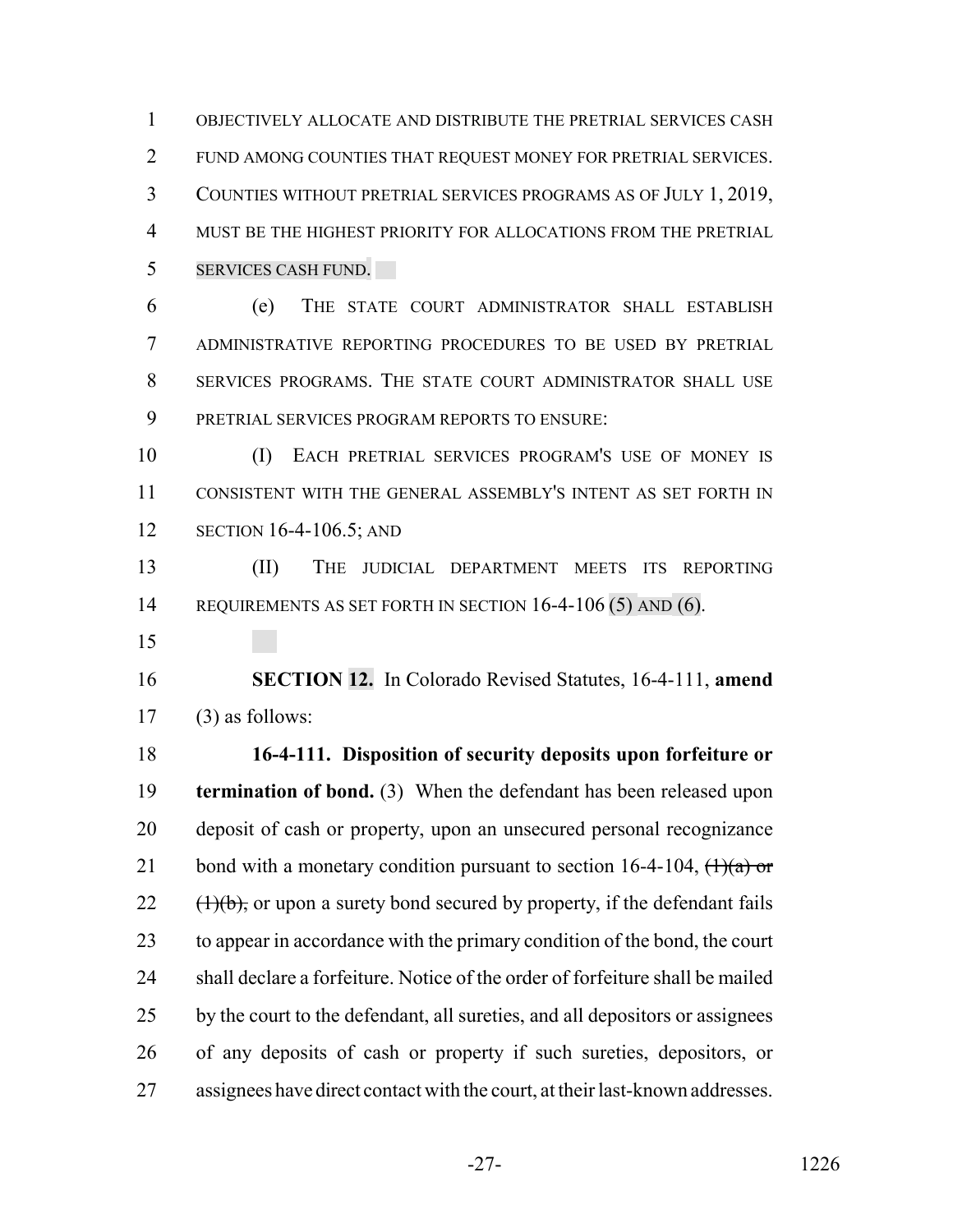OBJECTIVELY ALLOCATE AND DISTRIBUTE THE PRETRIAL SERVICES CASH FUND AMONG COUNTIES THAT REQUEST MONEY FOR PRETRIAL SERVICES. COUNTIES WITHOUT PRETRIAL SERVICES PROGRAMS AS OF JULY 1, 2019, MUST BE THE HIGHEST PRIORITY FOR ALLOCATIONS FROM THE PRETRIAL SERVICES CASH FUND.

(e) THE STATE COURT ADMINISTRATOR SHALL ESTABLISH ADMINISTRATIVE REPORTING PROCEDURES TO BE USED BY PRETRIAL SERVICES PROGRAMS. THE STATE COURT ADMINISTRATOR SHALL USE PRETRIAL SERVICES PROGRAM REPORTS TO ENSURE:

(I) EACH PRETRIAL SERVICES PROGRAM'S USE OF MONEY IS CONSISTENT WITH THE GENERAL ASSEMBLY'S INTENT AS SET FORTH IN SECTION 16-4-106.5; AND

(II) THE JUDICIAL DEPARTMENT MEETS ITS REPORTING REQUIREMENTS AS SET FORTH IN SECTION 16-4-106 (5) AND (6).

**SECTION 12.** In Colorado Revised Statutes, 16-4-111, **amend** (3) as follows:

**16-4-111. Disposition of security deposits upon forfeiture or termination of bond.** (3) When the defendant has been released upon deposit of cash or property, upon an unsecured personal recognizance bond with a monetary condition pursuant to section 16-4-104, ~~(1)(a) or (1)(b)~~, or upon a surety bond secured by property, if the defendant fails to appear in accordance with the primary condition of the bond, the court shall declare a forfeiture. Notice of the order of forfeiture shall be mailed by the court to the defendant, all sureties, and all depositors or assignees of any deposits of cash or property if such sureties, depositors, or assignees have direct contact with the court, at their last-known addresses.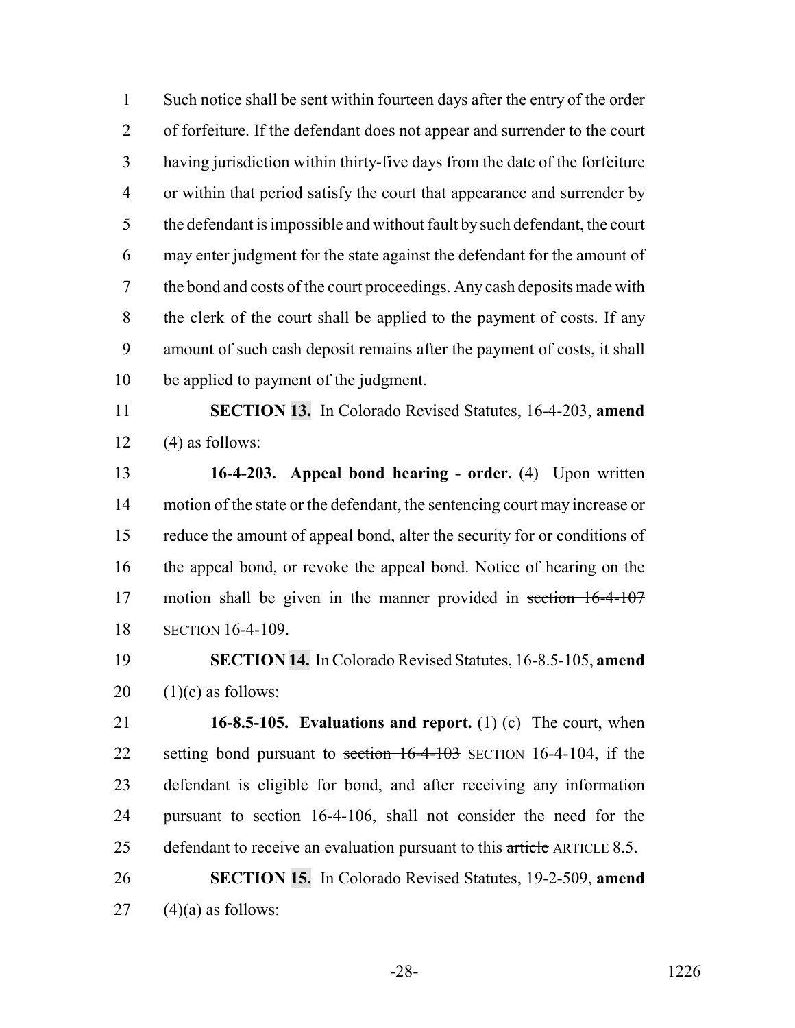Such notice shall be sent within fourteen days after the entry of the order of forfeiture. If the defendant does not appear and surrender to the court having jurisdiction within thirty-five days from the date of the forfeiture or within that period satisfy the court that appearance and surrender by the defendant is impossible and without fault by such defendant, the court may enter judgment for the state against the defendant for the amount of the bond and costs of the court proceedings. Any cash deposits made with the clerk of the court shall be applied to the payment of costs. If any amount of such cash deposit remains after the payment of costs, it shall be applied to payment of the judgment.

**SECTION 13.** In Colorado Revised Statutes, 16-4-203, **amend** (4) as follows:

**16-4-203. Appeal bond hearing - order.** (4) Upon written motion of the state or the defendant, the sentencing court may increase or reduce the amount of appeal bond, alter the security for or conditions of the appeal bond, or revoke the appeal bond. Notice of hearing on the motion shall be given in the manner provided in ~~section 16-4-107~~ SECTION 16-4-109.

**SECTION 14.** In Colorado Revised Statutes, 16-8.5-105, **amend** (1)(c) as follows:

**16-8.5-105. Evaluations and report.** (1) (c) The court, when setting bond pursuant to ~~section 16-4-103~~ SECTION 16-4-104, if the defendant is eligible for bond, and after receiving any information pursuant to section 16-4-106, shall not consider the need for the defendant to receive an evaluation pursuant to this ~~article~~ ARTICLE 8.5.

**SECTION 15.** In Colorado Revised Statutes, 19-2-509, **amend** (4)(a) as follows: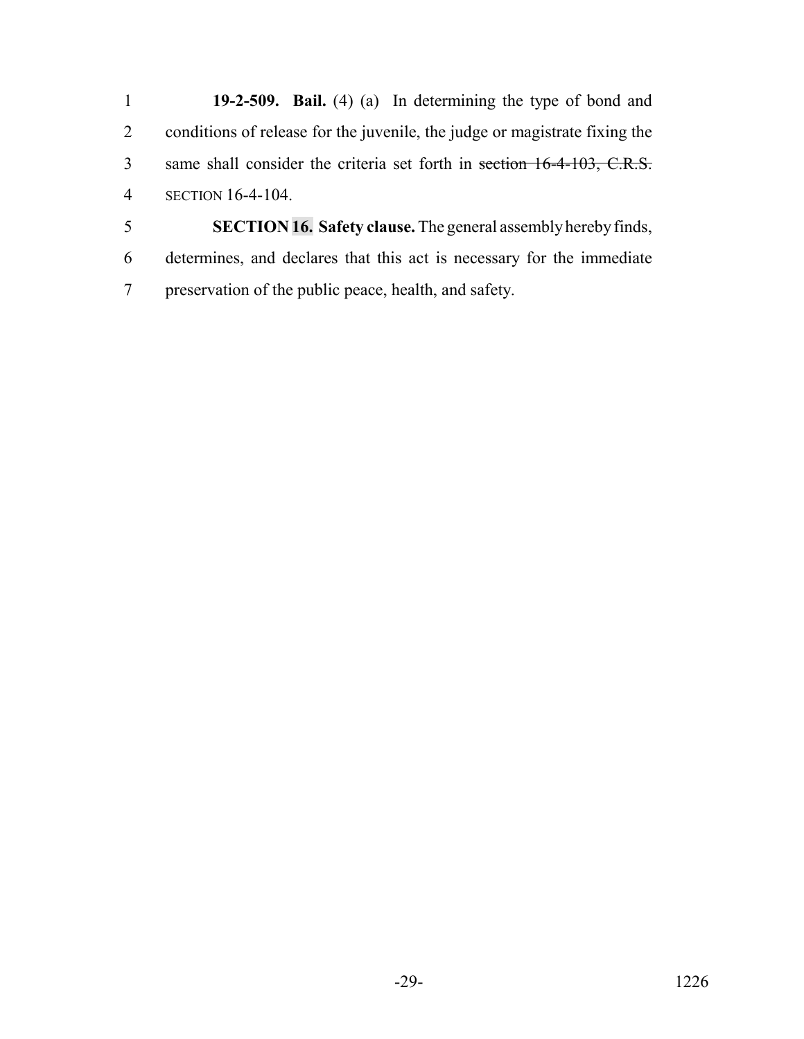1 **19-2-509. Bail.** (4) (a) In determining the type of bond and
2 conditions of release for the juvenile, the judge or magistrate fixing the
3 same shall consider the criteria set forth in ~~section 16-4-103, C.R.S.~~
4 SECTION 16-4-104.

5 **SECTION 16. Safety clause.** The general assembly hereby finds,
6 determines, and declares that this act is necessary for the immediate
7 preservation of the public peace, health, and safety.